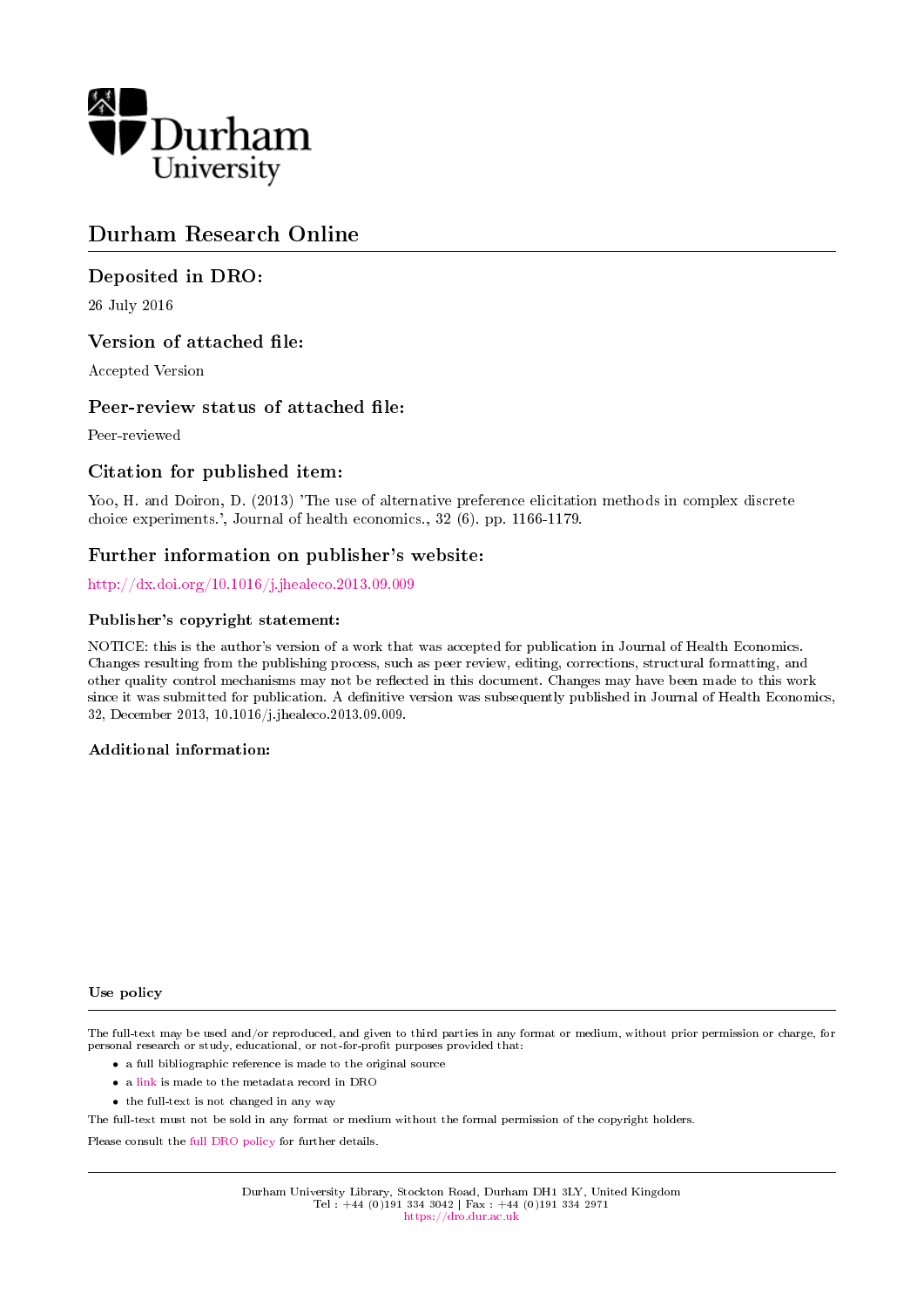Durham
University

# Durham Research Online

## Deposited in DRO:

26 July 2016

## Version of attached file:

Accepted Version

## Peer-review status of attached file:

Peer-reviewed

## Citation for published item:

Yoo, H. and Doiron, D. (2013) 'The use of alternative preference elicitation methods in complex discrete choice experiments.', Journal of health economics., 32 (6). pp. 1166-1179.

## Further information on publisher's website:

http://dx.doi.org/10.1016/j.jhealeco.2013.09.009

### Publisher's copyright statement:

NOTICE: this is the author's version of a work that was accepted for publication in Journal of Health Economics. Changes resulting from the publishing process, such as peer review, editing, corrections, structural formatting, and other quality control mechanisms may not be reflected in this document. Changes may have been made to this work since it was submitted for publication. A definitive version was subsequently published in Journal of Health Economics, 32, December 2013, 10.1016/j.jhealeco.2013.09.009.

### Additional information:

### Use policy

The full-text may be used and/or reproduced, and given to third parties in any format or medium, without prior permission or charge, for personal research or study, educational, or not-for-profit purposes provided that:

- a full bibliographic reference is made to the original source
- a link is made to the metadata record in DRO
- the full-text is not changed in any way

The full-text must not be sold in any format or medium without the formal permission of the copyright holders.

Please consult the full DRO policy for further details.

Durham University Library, Stockton Road, Durham DH1 3LY, United Kingdom
Tel : +44 (0)191 334 3042 | Fax : +44 (0)191 334 2971
https://dro.dur.ac.uk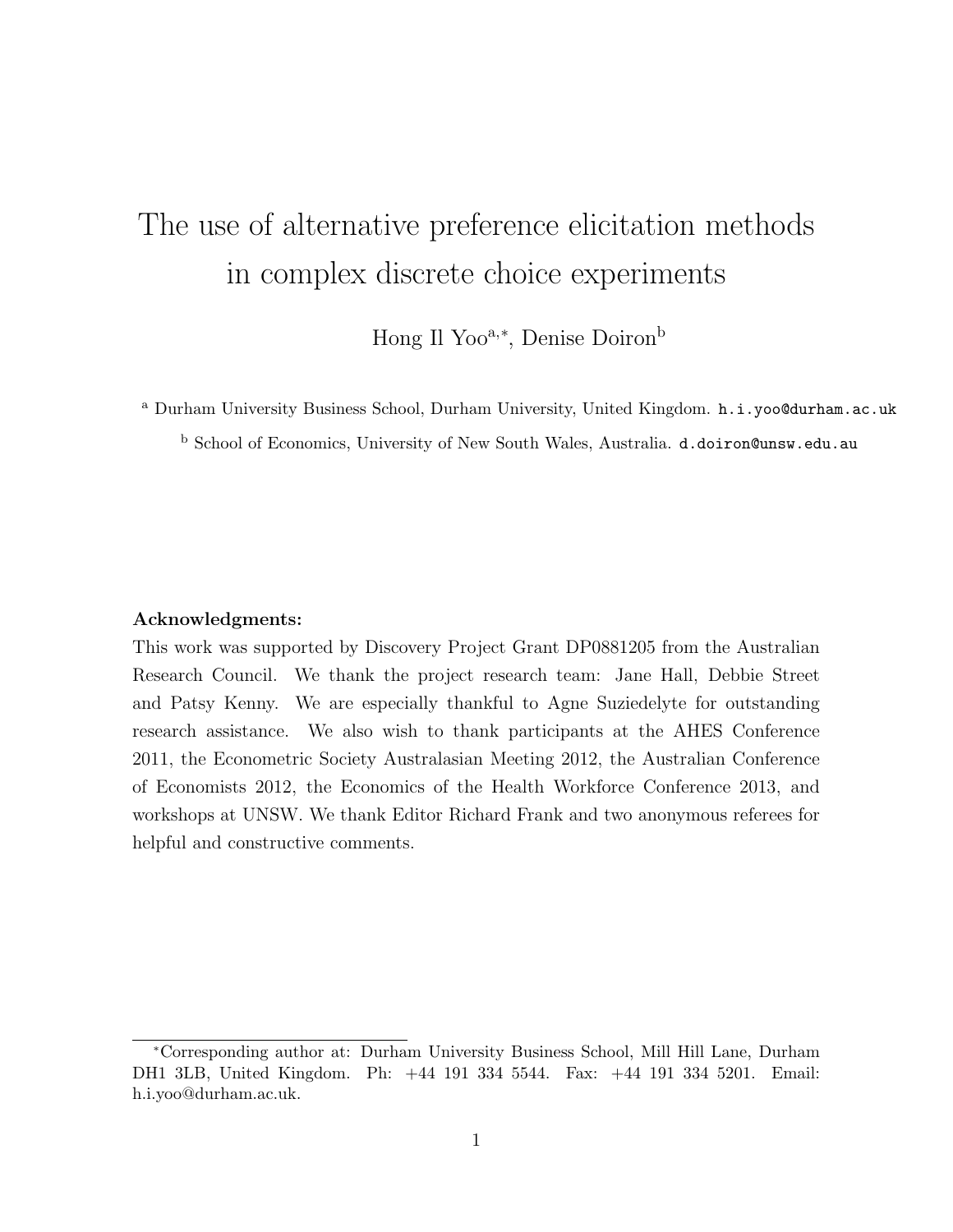# The use of alternative preference elicitation methods in complex discrete choice experiments

Hong Il Yoo[a,*], Denise Doiron[b]

[a] Durham University Business School, Durham University, United Kingdom. h.i.yoo@durham.ac.uk

[b] School of Economics, University of New South Wales, Australia. d.doiron@unsw.edu.au

**Acknowledgments:**

This work was supported by Discovery Project Grant DP0881205 from the Australian Research Council. We thank the project research team: Jane Hall, Debbie Street and Patsy Kenny. We are especially thankful to Agne Suziedelyte for outstanding research assistance. We also wish to thank participants at the AHES Conference 2011, the Econometric Society Australasian Meeting 2012, the Australian Conference of Economists 2012, the Economics of the Health Workforce Conference 2013, and workshops at UNSW. We thank Editor Richard Frank and two anonymous referees for helpful and constructive comments.

---

[*]Corresponding author at: Durham University Business School, Mill Hill Lane, Durham DH1 3LB, United Kingdom. Ph: +44 191 334 5544. Fax: +44 191 334 5201. Email: h.i.yoo@durham.ac.uk.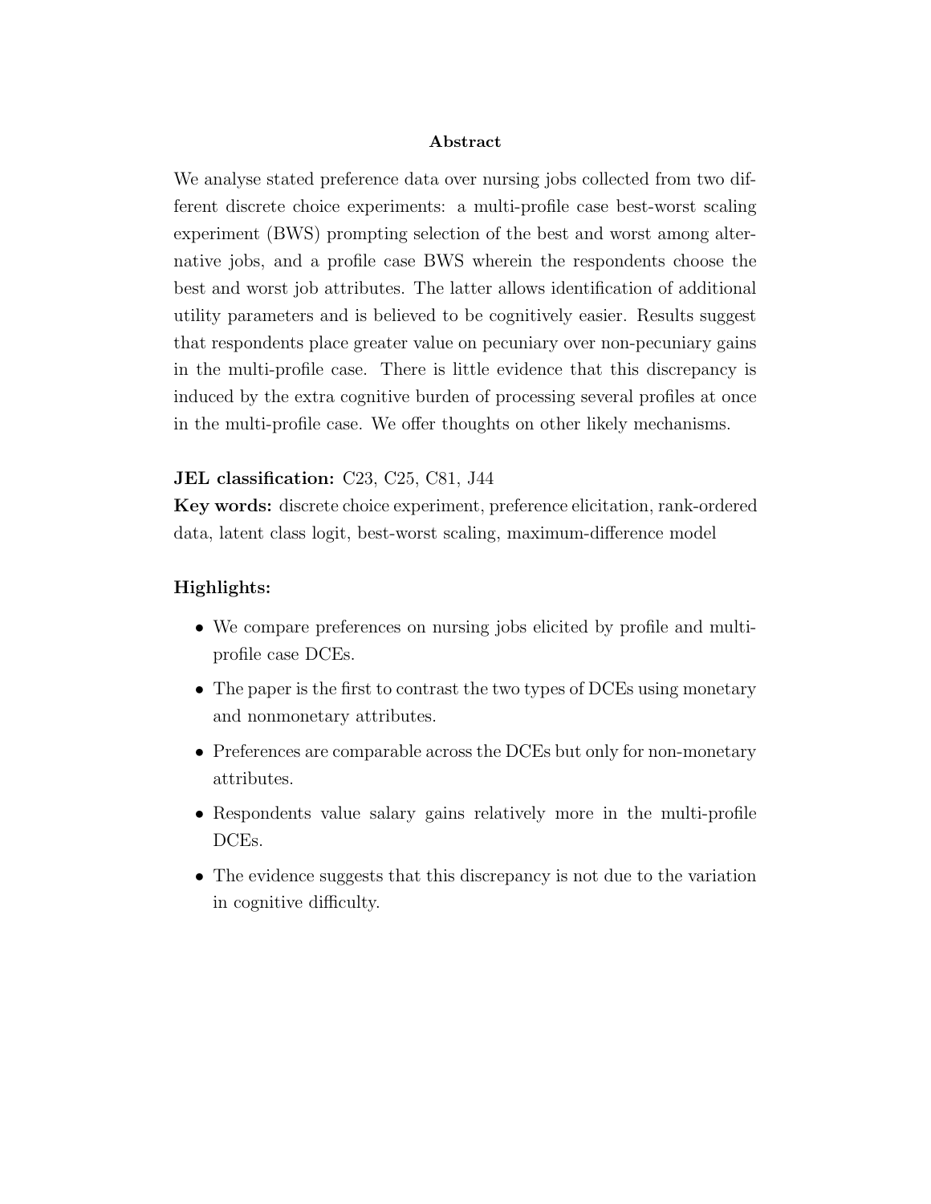## Abstract

We analyse stated preference data over nursing jobs collected from two different discrete choice experiments: a multi-profile case best-worst scaling experiment (BWS) prompting selection of the best and worst among alternative jobs, and a profile case BWS wherein the respondents choose the best and worst job attributes. The latter allows identification of additional utility parameters and is believed to be cognitively easier. Results suggest that respondents place greater value on pecuniary over non-pecuniary gains in the multi-profile case. There is little evidence that this discrepancy is induced by the extra cognitive burden of processing several profiles at once in the multi-profile case. We offer thoughts on other likely mechanisms.

**JEL classification:** C23, C25, C81, J44

**Key words:** discrete choice experiment, preference elicitation, rank-ordered data, latent class logit, best-worst scaling, maximum-difference model

**Highlights:**

- We compare preferences on nursing jobs elicited by profile and multi-profile case DCEs.
- The paper is the first to contrast the two types of DCEs using monetary and nonmonetary attributes.
- Preferences are comparable across the DCEs but only for non-monetary attributes.
- Respondents value salary gains relatively more in the multi-profile DCEs.
- The evidence suggests that this discrepancy is not due to the variation in cognitive difficulty.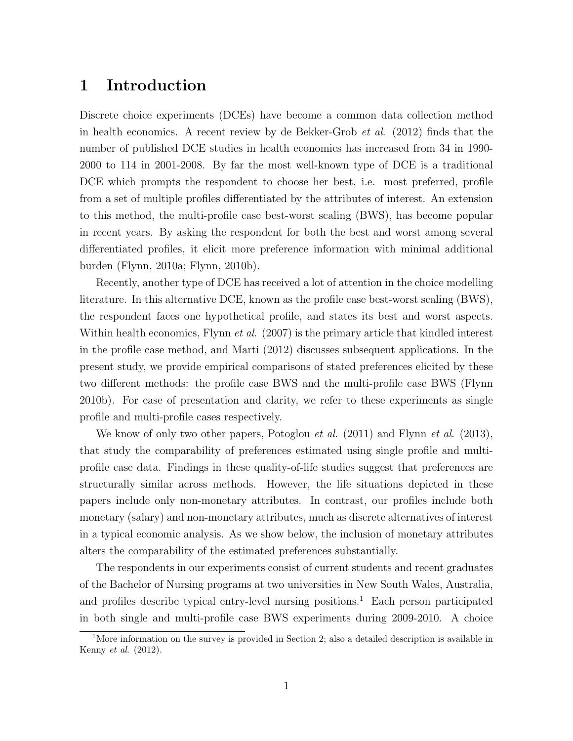# 1 Introduction

Discrete choice experiments (DCEs) have become a common data collection method in health economics. A recent review by de Bekker-Grob *et al.* (2012) finds that the number of published DCE studies in health economics has increased from 34 in 1990-2000 to 114 in 2001-2008. By far the most well-known type of DCE is a traditional DCE which prompts the respondent to choose her best, i.e. most preferred, profile from a set of multiple profiles differentiated by the attributes of interest. An extension to this method, the multi-profile case best-worst scaling (BWS), has become popular in recent years. By asking the respondent for both the best and worst among several differentiated profiles, it elicit more preference information with minimal additional burden (Flynn, 2010a; Flynn, 2010b).

Recently, another type of DCE has received a lot of attention in the choice modelling literature. In this alternative DCE, known as the profile case best-worst scaling (BWS), the respondent faces one hypothetical profile, and states its best and worst aspects. Within health economics, Flynn *et al.* (2007) is the primary article that kindled interest in the profile case method, and Marti (2012) discusses subsequent applications. In the present study, we provide empirical comparisons of stated preferences elicited by these two different methods: the profile case BWS and the multi-profile case BWS (Flynn 2010b). For ease of presentation and clarity, we refer to these experiments as single profile and multi-profile cases respectively.

We know of only two other papers, Potoglou *et al.* (2011) and Flynn *et al.* (2013), that study the comparability of preferences estimated using single profile and multi-profile case data. Findings in these quality-of-life studies suggest that preferences are structurally similar across methods. However, the life situations depicted in these papers include only non-monetary attributes. In contrast, our profiles include both monetary (salary) and non-monetary attributes, much as discrete alternatives of interest in a typical economic analysis. As we show below, the inclusion of monetary attributes alters the comparability of the estimated preferences substantially.

The respondents in our experiments consist of current students and recent graduates of the Bachelor of Nursing programs at two universities in New South Wales, Australia, and profiles describe typical entry-level nursing positions.[1] Each person participated in both single and multi-profile case BWS experiments during 2009-2010. A choice

[1] More information on the survey is provided in Section 2; also a detailed description is available in Kenny *et al.* (2012).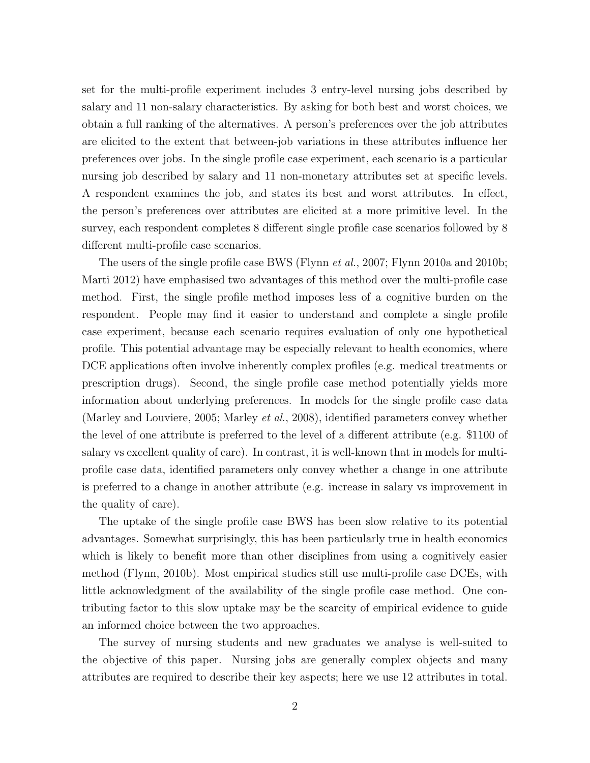set for the multi-profile experiment includes 3 entry-level nursing jobs described by salary and 11 non-salary characteristics. By asking for both best and worst choices, we obtain a full ranking of the alternatives. A person's preferences over the job attributes are elicited to the extent that between-job variations in these attributes influence her preferences over jobs. In the single profile case experiment, each scenario is a particular nursing job described by salary and 11 non-monetary attributes set at specific levels. A respondent examines the job, and states its best and worst attributes. In effect, the person's preferences over attributes are elicited at a more primitive level. In the survey, each respondent completes 8 different single profile case scenarios followed by 8 different multi-profile case scenarios.

The users of the single profile case BWS (Flynn *et al.*, 2007; Flynn 2010a and 2010b; Marti 2012) have emphasised two advantages of this method over the multi-profile case method. First, the single profile method imposes less of a cognitive burden on the respondent. People may find it easier to understand and complete a single profile case experiment, because each scenario requires evaluation of only one hypothetical profile. This potential advantage may be especially relevant to health economics, where DCE applications often involve inherently complex profiles (e.g. medical treatments or prescription drugs). Second, the single profile case method potentially yields more information about underlying preferences. In models for the single profile case data (Marley and Louviere, 2005; Marley *et al.*, 2008), identified parameters convey whether the level of one attribute is preferred to the level of a different attribute (e.g. $1100 of salary vs excellent quality of care). In contrast, it is well-known that in models for multi-profile case data, identified parameters only convey whether a change in one attribute is preferred to a change in another attribute (e.g. increase in salary vs improvement in the quality of care).

The uptake of the single profile case BWS has been slow relative to its potential advantages. Somewhat surprisingly, this has been particularly true in health economics which is likely to benefit more than other disciplines from using a cognitively easier method (Flynn, 2010b). Most empirical studies still use multi-profile case DCEs, with little acknowledgment of the availability of the single profile case method. One contributing factor to this slow uptake may be the scarcity of empirical evidence to guide an informed choice between the two approaches.

The survey of nursing students and new graduates we analyse is well-suited to the objective of this paper. Nursing jobs are generally complex objects and many attributes are required to describe their key aspects; here we use 12 attributes in total.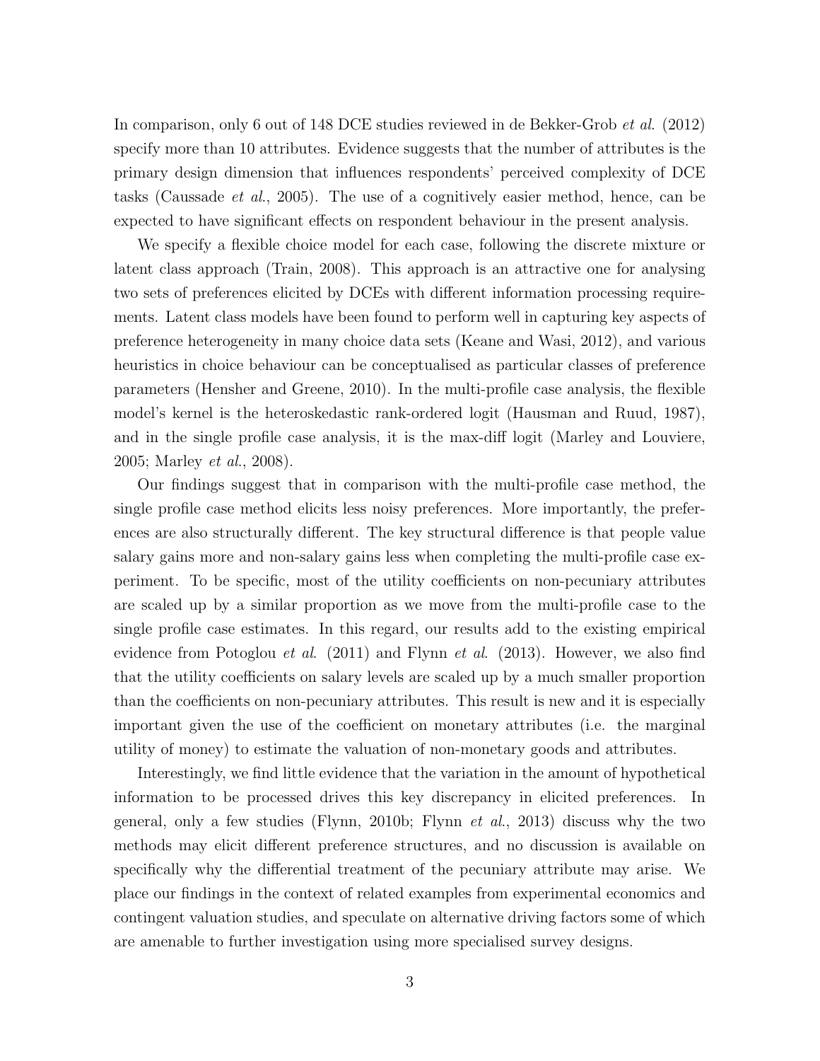In comparison, only 6 out of 148 DCE studies reviewed in de Bekker-Grob *et al.* (2012) specify more than 10 attributes. Evidence suggests that the number of attributes is the primary design dimension that influences respondents' perceived complexity of DCE tasks (Caussade *et al.*, 2005). The use of a cognitively easier method, hence, can be expected to have significant effects on respondent behaviour in the present analysis.

We specify a flexible choice model for each case, following the discrete mixture or latent class approach (Train, 2008). This approach is an attractive one for analysing two sets of preferences elicited by DCEs with different information processing requirements. Latent class models have been found to perform well in capturing key aspects of preference heterogeneity in many choice data sets (Keane and Wasi, 2012), and various heuristics in choice behaviour can be conceptualised as particular classes of preference parameters (Hensher and Greene, 2010). In the multi-profile case analysis, the flexible model's kernel is the heteroskedastic rank-ordered logit (Hausman and Ruud, 1987), and in the single profile case analysis, it is the max-diff logit (Marley and Louviere, 2005; Marley *et al.*, 2008).

Our findings suggest that in comparison with the multi-profile case method, the single profile case method elicits less noisy preferences. More importantly, the preferences are also structurally different. The key structural difference is that people value salary gains more and non-salary gains less when completing the multi-profile case experiment. To be specific, most of the utility coefficients on non-pecuniary attributes are scaled up by a similar proportion as we move from the multi-profile case to the single profile case estimates. In this regard, our results add to the existing empirical evidence from Potoglou *et al.* (2011) and Flynn *et al.* (2013). However, we also find that the utility coefficients on salary levels are scaled up by a much smaller proportion than the coefficients on non-pecuniary attributes. This result is new and it is especially important given the use of the coefficient on monetary attributes (i.e. the marginal utility of money) to estimate the valuation of non-monetary goods and attributes.

Interestingly, we find little evidence that the variation in the amount of hypothetical information to be processed drives this key discrepancy in elicited preferences. In general, only a few studies (Flynn, 2010b; Flynn *et al.*, 2013) discuss why the two methods may elicit different preference structures, and no discussion is available on specifically why the differential treatment of the pecuniary attribute may arise. We place our findings in the context of related examples from experimental economics and contingent valuation studies, and speculate on alternative driving factors some of which are amenable to further investigation using more specialised survey designs.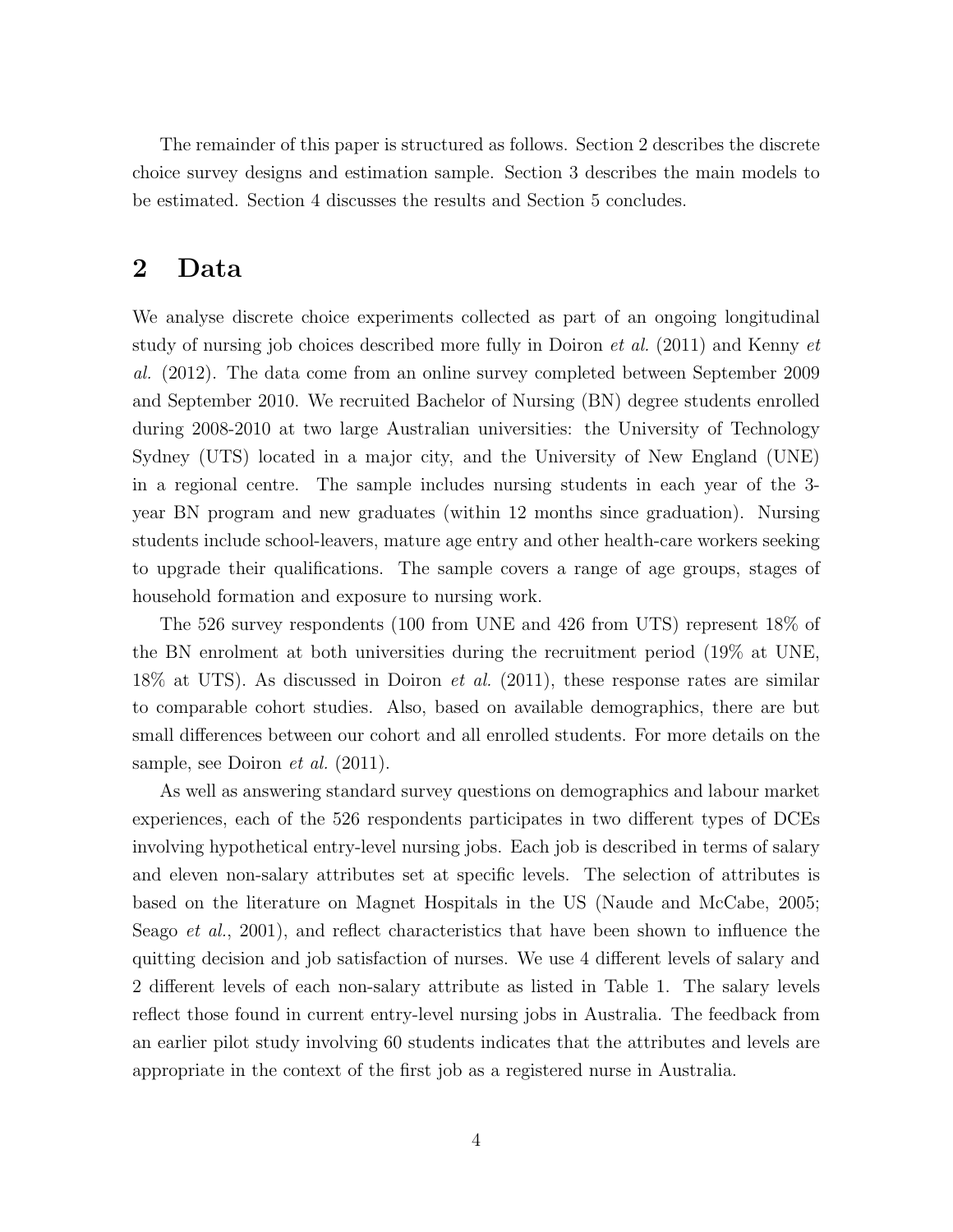The remainder of this paper is structured as follows. Section 2 describes the discrete choice survey designs and estimation sample. Section 3 describes the main models to be estimated. Section 4 discusses the results and Section 5 concludes.

## 2 Data

We analyse discrete choice experiments collected as part of an ongoing longitudinal study of nursing job choices described more fully in Doiron *et al.* (2011) and Kenny *et al.* (2012). The data come from an online survey completed between September 2009 and September 2010. We recruited Bachelor of Nursing (BN) degree students enrolled during 2008-2010 at two large Australian universities: the University of Technology Sydney (UTS) located in a major city, and the University of New England (UNE) in a regional centre. The sample includes nursing students in each year of the 3-year BN program and new graduates (within 12 months since graduation). Nursing students include school-leavers, mature age entry and other health-care workers seeking to upgrade their qualifications. The sample covers a range of age groups, stages of household formation and exposure to nursing work.

The 526 survey respondents (100 from UNE and 426 from UTS) represent 18% of the BN enrolment at both universities during the recruitment period (19% at UNE, 18% at UTS). As discussed in Doiron *et al.* (2011), these response rates are similar to comparable cohort studies. Also, based on available demographics, there are but small differences between our cohort and all enrolled students. For more details on the sample, see Doiron *et al.* (2011).

As well as answering standard survey questions on demographics and labour market experiences, each of the 526 respondents participates in two different types of DCEs involving hypothetical entry-level nursing jobs. Each job is described in terms of salary and eleven non-salary attributes set at specific levels. The selection of attributes is based on the literature on Magnet Hospitals in the US (Naude and McCabe, 2005; Seago *et al.*, 2001), and reflect characteristics that have been shown to influence the quitting decision and job satisfaction of nurses. We use 4 different levels of salary and 2 different levels of each non-salary attribute as listed in Table 1. The salary levels reflect those found in current entry-level nursing jobs in Australia. The feedback from an earlier pilot study involving 60 students indicates that the attributes and levels are appropriate in the context of the first job as a registered nurse in Australia.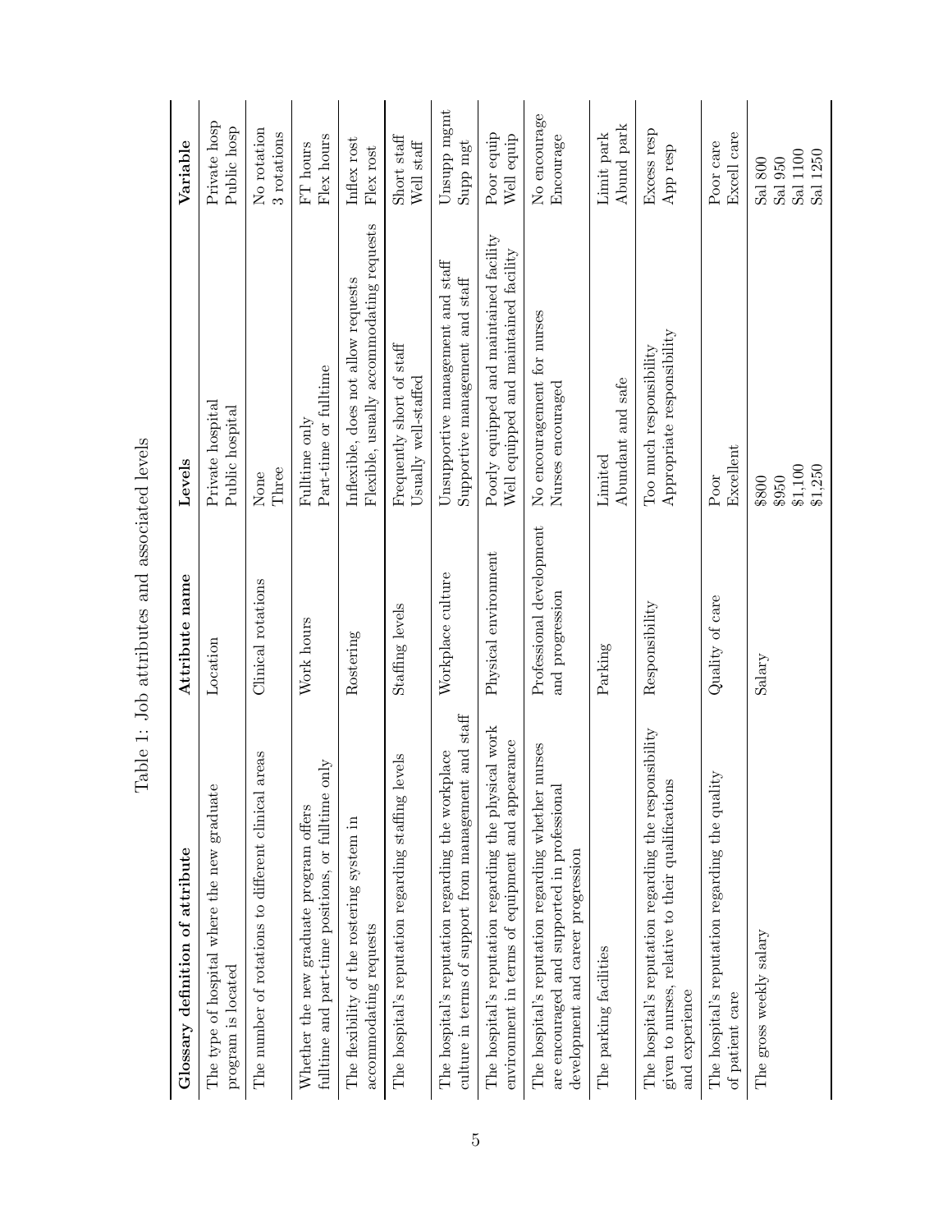Table 1: Job attributes and associated levels

| Glossary definition of attribute | Attribute name | Levels | Variable |
|---|---|---|---|
| The type of hospital where the new graduate program is located | Location | Private hospital<br>Public hospital | Private hosp<br>Public hosp |
| The number of rotations to different clinical areas | Clinical rotations | None<br>Three | No rotation<br>3 rotations |
| Whether the new graduate program offers fulltime and part-time positions, or fulltime only | Work hours | Fulltime only<br>Part-time or fulltime | FT hours<br>Flex hours |
| The flexibility of the rostering system in accommodating requests | Rostering | Inflexible, does not allow requests<br>Flexible, usually accommodating requests | Inflex rost<br>Flex rost |
| The hospital's reputation regarding staffing levels | Staffing levels | Frequently short of staff<br>Usually well-staffed | Short staff<br>Well staff |
| The hospital's reputation regarding the workplace culture in terms of support from management and staff | Workplace culture | Unsupportive management and staff<br>Supportive management and staff | Unsupp mgmt<br>Supp mgt |
| The hospital's reputation regarding the physical work environment in terms of equipment and appearance | Physical environment | Poorly equipped and maintained facility<br>Well equipped and maintained facility | Poor equip<br>Well equip |
| The hospital's reputation regarding whether nurses are encouraged and supported in professional development and career progression | Professional development and progression | No encouragement for nurses<br>Nurses encouraged | No encourage<br>Encourage |
| The parking facilities | Parking | Limited<br>Abundant and safe | Limit park<br>Abund park |
| The hospital's reputation regarding the responsibility given to nurses, relative to their qualifications and experience | Responsibility | Too much responsibility<br>Appropriate responsibility | Excess resp<br>App resp |
| The hospital's reputation regarding the quality of patient care | Quality of care | Poor<br>Excellent | Poor care<br>Excell care |
| The gross weekly salary | Salary | $800<br>$950<br>$1,100<br>$1,250 | Sal 800<br>Sal 950<br>Sal 1100<br>Sal 1250 |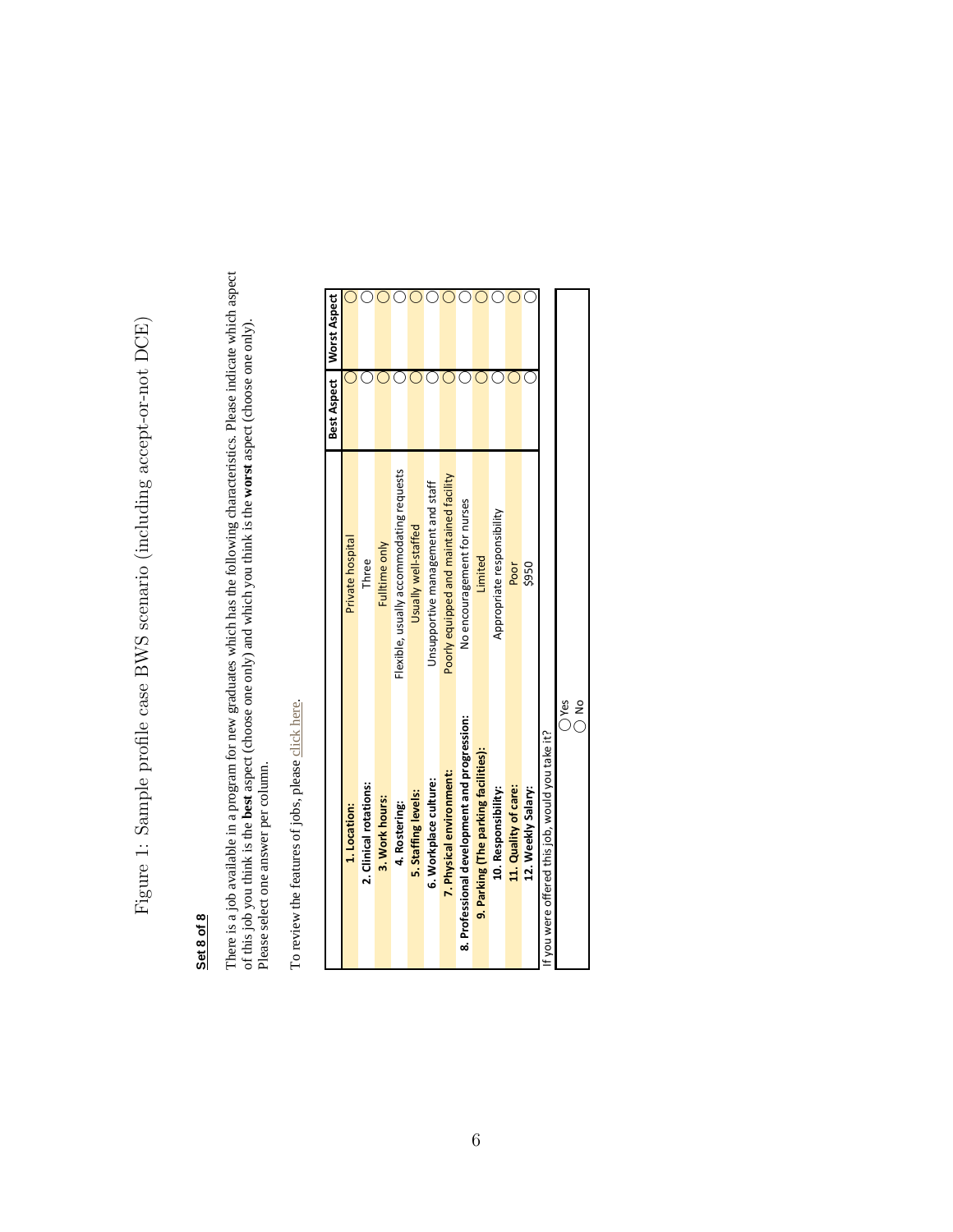Figure 1: Sample profile case BWS scenario (including accept-or-not DCE)

**Set 8 of 8**

There is a job available in a program for new graduates which has the following characteristics. Please indicate which aspect of this job you think is the **best** aspect (choose one only) and which you think is the **worst** aspect (choose one only). Please select one answer per column.

To review the features of jobs, please click here.

| | | Best Aspect | Worst Aspect |
|---|---|---|---|
| **1. Location:** | Private hospital | ○ | ○ |
| **2. Clinical rotations:** | Three | ○ | ○ |
| **3. Work hours:** | Fulltime only | ○ | ○ |
| **4. Rostering:** | Flexible, usually accommodating requests | ○ | ○ |
| **5. Staffing levels:** | Usually well-staffed | ○ | ○ |
| **6. Workplace culture:** | Unsupportive management and staff | ○ | ○ |
| **7. Physical environment:** | Poorly equipped and maintained facility | ○ | ○ |
| **8. Professional development and progression:** | No encouragement for nurses | ○ | ○ |
| **9. Parking (The parking facilities):** | Limited | ○ | ○ |
| **10. Responsibility:** | Appropriate responsibility | ○ | ○ |
| **11. Quality of care:** | Poor | ○ | ○ |
| **12. Weekly Salary:** | $950 | ○ | ○ |

If you were offered this job, would you take it?

○ Yes
○ No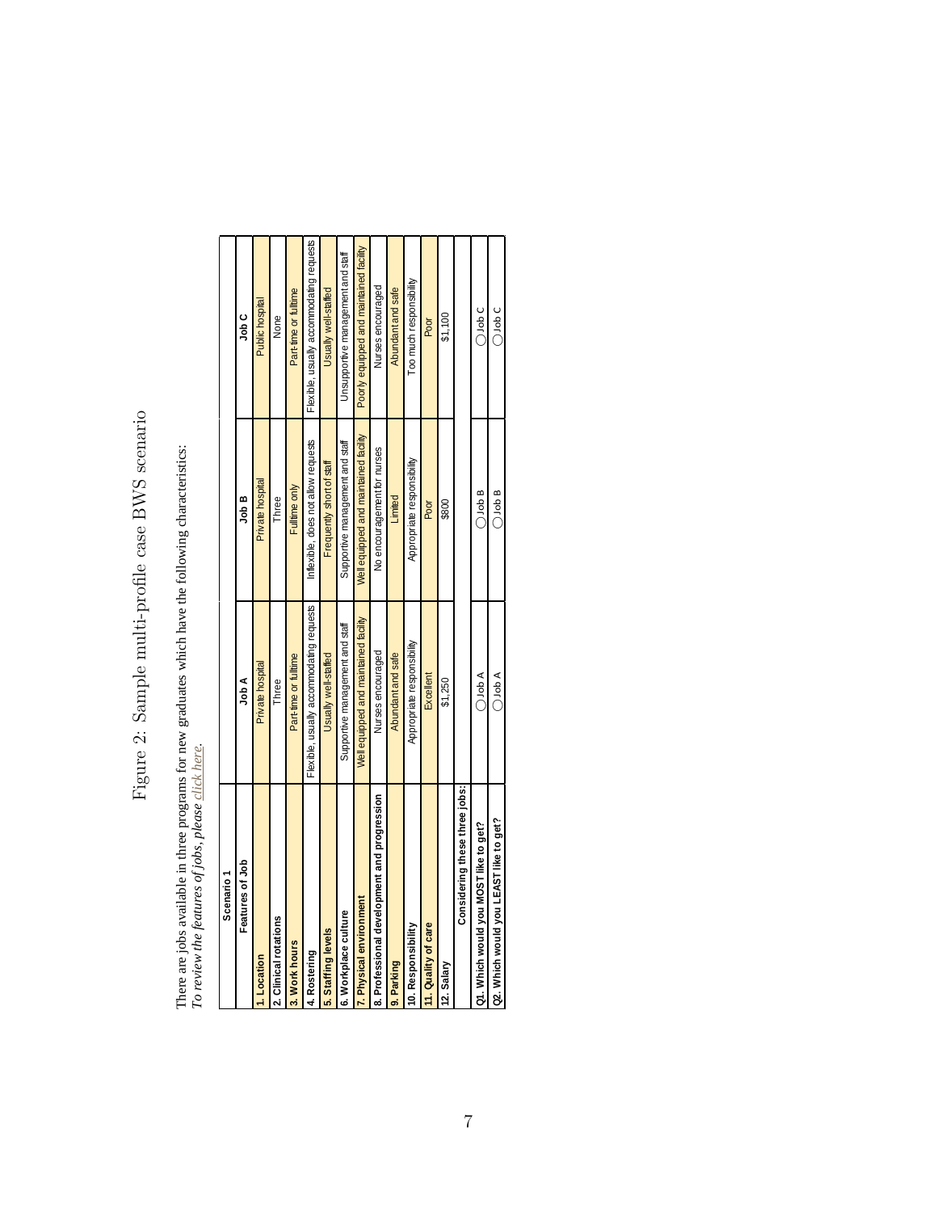Figure 2: Sample multi-profile case BWS scenario

There are jobs available in three programs for new graduates which have the following characteristics:
*To review the features of jobs, please click here.*

| Scenario 1 | | | |
|---|---|---|---|
| **Features of Job** | **Job A** | **Job B** | **Job C** |
| **1. Location** | Private hospital | Private hospital | Public hospital |
| **2. Clinical rotations** | Three | Three | None |
| **3. Work hours** | Part-time or fulltime | Fulltime only | Part-time or fulltime |
| **4. Rostering** | Flexible, usually accommodating requests | Inflexible, does not allow requests | Flexible, usually accommodating requests |
| **5. Staffing levels** | Usually well-staffed | Frequently short of staff | Usually well-staffed |
| **6. Workplace culture** | Supportive management and staff | Supportive management and staff | Unsupportive management and staff |
| **7. Physical environment** | Well equipped and maintained facility | Well equipped and maintained facility | Poorly equipped and maintained facility |
| **8. Professional development and progression** | Nurses encouraged | No encouragement for nurses | Nurses encouraged |
| **9. Parking** | Abundant and safe | Limited | Abundant and safe |
| **10. Responsibility** | Appropriate responsibility | Appropriate responsibility | Too much responsibility |
| **11. Quality of care** | Excellent | Poor | Poor |
| **12. Salary** | $1,250 | $800 | $1,100 |
| **Considering these three jobs:** | | | |
| **Q1. Which would you MOST like to get?** | ◯ Job A | ◯ Job B | ◯ Job C |
| **Q2. Which would you LEAST like to get?** | ◯ Job A | ◯ Job B | ◯ Job C |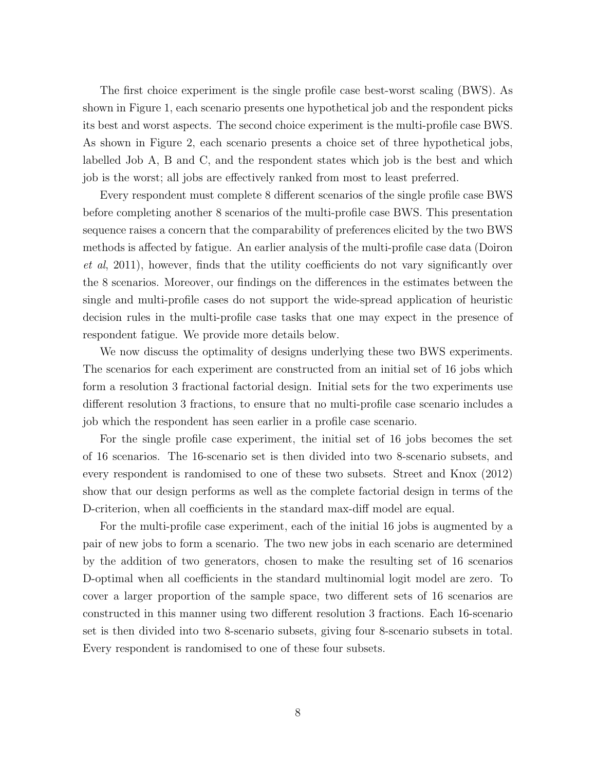The first choice experiment is the single profile case best-worst scaling (BWS). As shown in Figure 1, each scenario presents one hypothetical job and the respondent picks its best and worst aspects. The second choice experiment is the multi-profile case BWS. As shown in Figure 2, each scenario presents a choice set of three hypothetical jobs, labelled Job A, B and C, and the respondent states which job is the best and which job is the worst; all jobs are effectively ranked from most to least preferred.

Every respondent must complete 8 different scenarios of the single profile case BWS before completing another 8 scenarios of the multi-profile case BWS. This presentation sequence raises a concern that the comparability of preferences elicited by the two BWS methods is affected by fatigue. An earlier analysis of the multi-profile case data (Doiron *et al*, 2011), however, finds that the utility coefficients do not vary significantly over the 8 scenarios. Moreover, our findings on the differences in the estimates between the single and multi-profile cases do not support the wide-spread application of heuristic decision rules in the multi-profile case tasks that one may expect in the presence of respondent fatigue. We provide more details below.

We now discuss the optimality of designs underlying these two BWS experiments. The scenarios for each experiment are constructed from an initial set of 16 jobs which form a resolution 3 fractional factorial design. Initial sets for the two experiments use different resolution 3 fractions, to ensure that no multi-profile case scenario includes a job which the respondent has seen earlier in a profile case scenario.

For the single profile case experiment, the initial set of 16 jobs becomes the set of 16 scenarios. The 16-scenario set is then divided into two 8-scenario subsets, and every respondent is randomised to one of these two subsets. Street and Knox (2012) show that our design performs as well as the complete factorial design in terms of the D-criterion, when all coefficients in the standard max-diff model are equal.

For the multi-profile case experiment, each of the initial 16 jobs is augmented by a pair of new jobs to form a scenario. The two new jobs in each scenario are determined by the addition of two generators, chosen to make the resulting set of 16 scenarios D-optimal when all coefficients in the standard multinomial logit model are zero. To cover a larger proportion of the sample space, two different sets of 16 scenarios are constructed in this manner using two different resolution 3 fractions. Each 16-scenario set is then divided into two 8-scenario subsets, giving four 8-scenario subsets in total. Every respondent is randomised to one of these four subsets.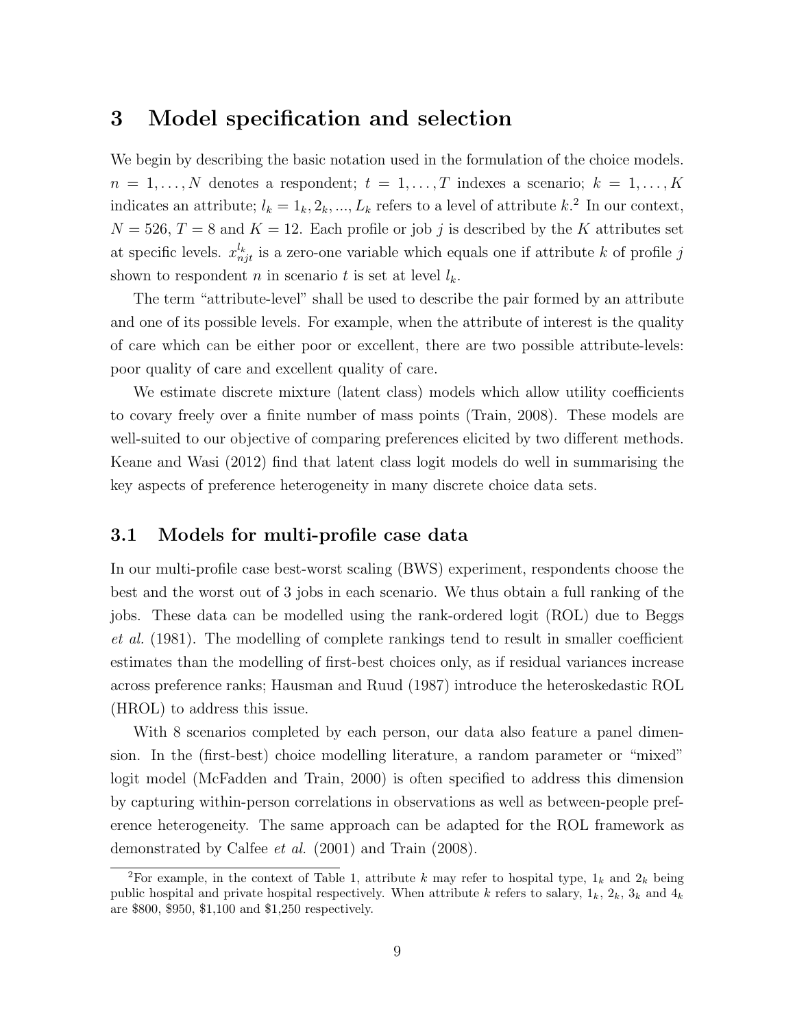# 3 Model specification and selection

We begin by describing the basic notation used in the formulation of the choice models. $n = 1, \ldots, N$ denotes a respondent; $t = 1, \ldots, T$ indexes a scenario; $k = 1, \ldots, K$ indicates an attribute; $l_k = 1_k, 2_k, ..., L_k$ refers to a level of attribute $k$.[2] In our context, $N = 526$, $T = 8$ and $K = 12$. Each profile or job $j$ is described by the $K$ attributes set at specific levels. $x_{njt}^{l_k}$ is a zero-one variable which equals one if attribute $k$ of profile $j$ shown to respondent $n$ in scenario $t$ is set at level $l_k$.

The term "attribute-level" shall be used to describe the pair formed by an attribute and one of its possible levels. For example, when the attribute of interest is the quality of care which can be either poor or excellent, there are two possible attribute-levels: poor quality of care and excellent quality of care.

We estimate discrete mixture (latent class) models which allow utility coefficients to covary freely over a finite number of mass points (Train, 2008). These models are well-suited to our objective of comparing preferences elicited by two different methods. Keane and Wasi (2012) find that latent class logit models do well in summarising the key aspects of preference heterogeneity in many discrete choice data sets.

## 3.1 Models for multi-profile case data

In our multi-profile case best-worst scaling (BWS) experiment, respondents choose the best and the worst out of 3 jobs in each scenario. We thus obtain a full ranking of the jobs. These data can be modelled using the rank-ordered logit (ROL) due to Beggs *et al.* (1981). The modelling of complete rankings tend to result in smaller coefficient estimates than the modelling of first-best choices only, as if residual variances increase across preference ranks; Hausman and Ruud (1987) introduce the heteroskedastic ROL (HROL) to address this issue.

With 8 scenarios completed by each person, our data also feature a panel dimension. In the (first-best) choice modelling literature, a random parameter or "mixed" logit model (McFadden and Train, 2000) is often specified to address this dimension by capturing within-person correlations in observations as well as between-people preference heterogeneity. The same approach can be adapted for the ROL framework as demonstrated by Calfee *et al.* (2001) and Train (2008).

[2] For example, in the context of Table 1, attribute $k$ may refer to hospital type, $1_k$ and $2_k$ being public hospital and private hospital respectively. When attribute $k$ refers to salary, $1_k$, $2_k$, $3_k$ and $4_k$ are $800, $950, $1,100 and $1,250 respectively.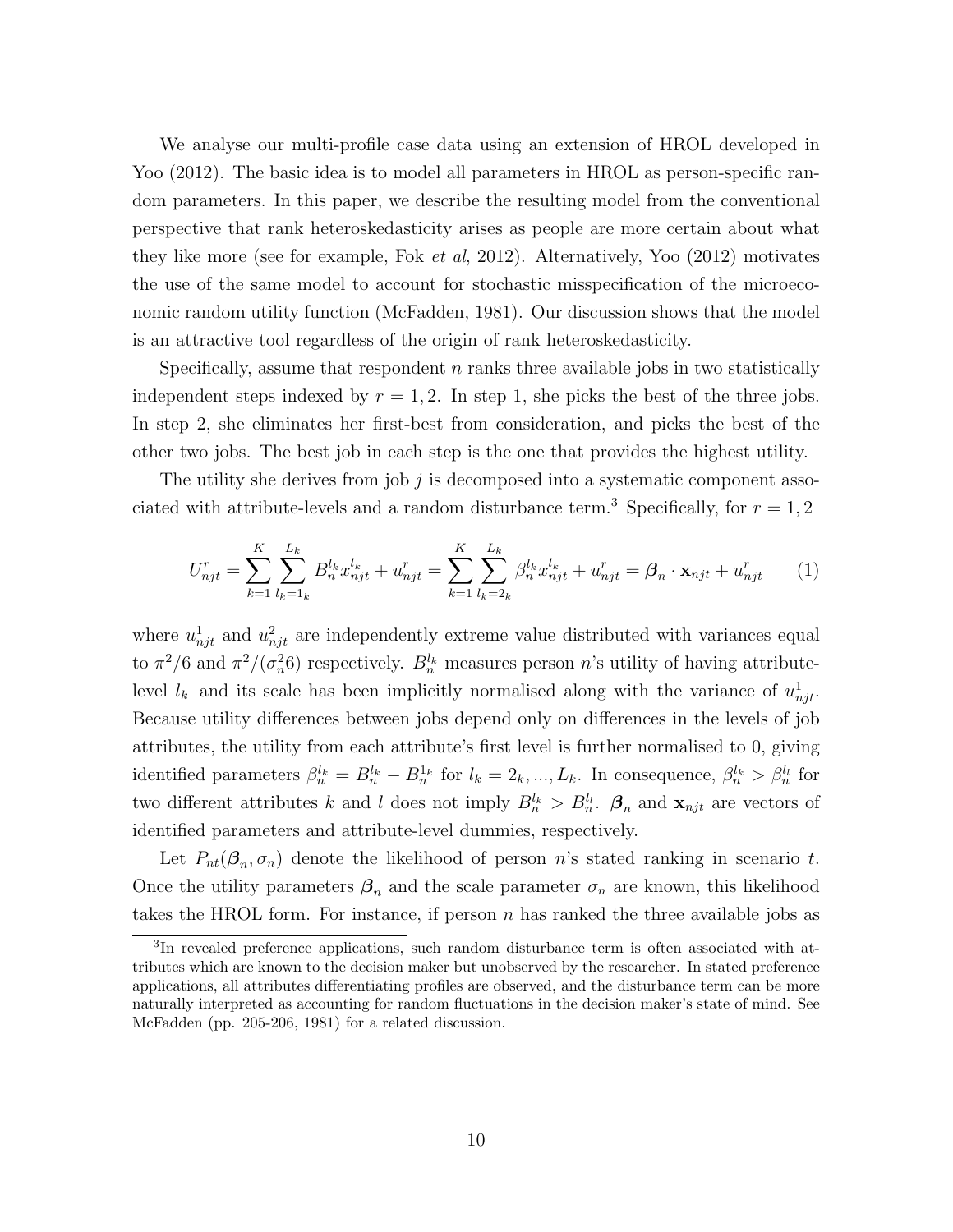We analyse our multi-profile case data using an extension of HROL developed in Yoo (2012). The basic idea is to model all parameters in HROL as person-specific random parameters. In this paper, we describe the resulting model from the conventional perspective that rank heteroskedasticity arises as people are more certain about what they like more (see for example, Fok *et al*, 2012). Alternatively, Yoo (2012) motivates the use of the same model to account for stochastic misspecification of the microeconomic random utility function (McFadden, 1981). Our discussion shows that the model is an attractive tool regardless of the origin of rank heteroskedasticity.

Specifically, assume that respondent $n$ ranks three available jobs in two statistically independent steps indexed by $r = 1, 2$. In step 1, she picks the best of the three jobs. In step 2, she eliminates her first-best from consideration, and picks the best of the other two jobs. The best job in each step is the one that provides the highest utility.

The utility she derives from job $j$ is decomposed into a systematic component associated with attribute-levels and a random disturbance term.[3] Specifically, for $r = 1, 2$

$$U^r_{njt} = \sum_{k=1}^{K} \sum_{l_k=1_k}^{L_k} B^{l_k}_n x^{l_k}_{njt} + u^r_{njt} = \sum_{k=1}^{K} \sum_{l_k=2_k}^{L_k} \beta^{l_k}_n x^{l_k}_{njt} + u^r_{njt} = \boldsymbol{\beta}_n \cdot \mathbf{x}_{njt} + u^r_{njt} \qquad (1)$$

where $u^1_{njt}$ and $u^2_{njt}$ are independently extreme value distributed with variances equal to $\pi^2/6$ and $\pi^2/(\sigma^2_n 6)$ respectively. $B^{l_k}_n$ measures person $n$'s utility of having attribute-level $l_k$ and its scale has been implicitly normalised along with the variance of $u^1_{njt}$. Because utility differences between jobs depend only on differences in the levels of job attributes, the utility from each attribute's first level is further normalised to 0, giving identified parameters $\beta^{l_k}_n = B^{l_k}_n - B^{1_k}_n$ for $l_k = 2_k, ..., L_k$. In consequence, $\beta^{l_k}_n > \beta^{l_l}_n$ for two different attributes $k$ and $l$ does not imply $B^{l_k}_n > B^{l_l}_n$. $\boldsymbol{\beta}_n$ and $\mathbf{x}_{njt}$ are vectors of identified parameters and attribute-level dummies, respectively.

Let $P_{nt}(\boldsymbol{\beta}_n, \sigma_n)$ denote the likelihood of person $n$'s stated ranking in scenario $t$. Once the utility parameters $\boldsymbol{\beta}_n$ and the scale parameter $\sigma_n$ are known, this likelihood takes the HROL form. For instance, if person $n$ has ranked the three available jobs as

[3] In revealed preference applications, such random disturbance term is often associated with attributes which are known to the decision maker but unobserved by the researcher. In stated preference applications, all attributes differentiating profiles are observed, and the disturbance term can be more naturally interpreted as accounting for random fluctuations in the decision maker's state of mind. See McFadden (pp. 205-206, 1981) for a related discussion.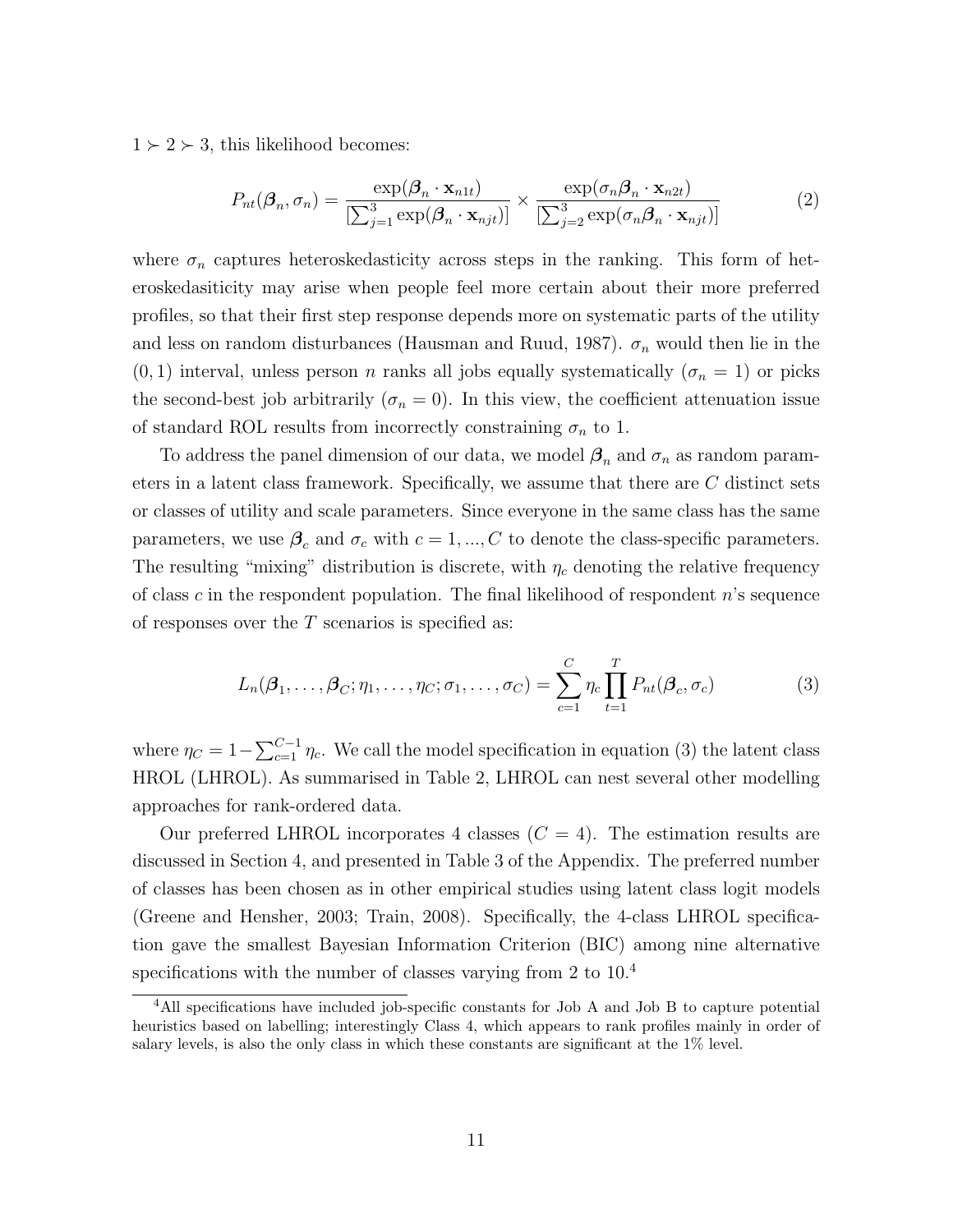$1 \succ 2 \succ 3$, this likelihood becomes:

$$P_{nt}(\boldsymbol{\beta}_n, \sigma_n) = \frac{\exp(\boldsymbol{\beta}_n \cdot \mathbf{x}_{n1t})}{[\sum_{j=1}^{3} \exp(\boldsymbol{\beta}_n \cdot \mathbf{x}_{njt})]} \times \frac{\exp(\sigma_n \boldsymbol{\beta}_n \cdot \mathbf{x}_{n2t})}{[\sum_{j=2}^{3} \exp(\sigma_n \boldsymbol{\beta}_n \cdot \mathbf{x}_{njt})]} \tag{2}$$

where $\sigma_n$ captures heteroskedasticity across steps in the ranking. This form of heteroskedasiticity may arise when people feel more certain about their more preferred profiles, so that their first step response depends more on systematic parts of the utility and less on random disturbances (Hausman and Ruud, 1987). $\sigma_n$ would then lie in the $(0, 1)$ interval, unless person $n$ ranks all jobs equally systematically ($\sigma_n = 1$) or picks the second-best job arbitrarily ($\sigma_n = 0$). In this view, the coefficient attenuation issue of standard ROL results from incorrectly constraining $\sigma_n$ to 1.

To address the panel dimension of our data, we model $\boldsymbol{\beta}_n$ and $\sigma_n$ as random parameters in a latent class framework. Specifically, we assume that there are $C$ distinct sets or classes of utility and scale parameters. Since everyone in the same class has the same parameters, we use $\boldsymbol{\beta}_c$ and $\sigma_c$ with $c = 1, ..., C$ to denote the class-specific parameters. The resulting "mixing" distribution is discrete, with $\eta_c$ denoting the relative frequency of class $c$ in the respondent population. The final likelihood of respondent $n$'s sequence of responses over the $T$ scenarios is specified as:

$$L_n(\boldsymbol{\beta}_1, \ldots, \boldsymbol{\beta}_C; \eta_1, \ldots, \eta_C; \sigma_1, \ldots, \sigma_C) = \sum_{c=1}^{C} \eta_c \prod_{t=1}^{T} P_{nt}(\boldsymbol{\beta}_c, \sigma_c) \tag{3}$$

where $\eta_C = 1 - \sum_{c=1}^{C-1} \eta_c$. We call the model specification in equation (3) the latent class HROL (LHROL). As summarised in Table 2, LHROL can nest several other modelling approaches for rank-ordered data.

Our preferred LHROL incorporates 4 classes ($C = 4$). The estimation results are discussed in Section 4, and presented in Table 3 of the Appendix. The preferred number of classes has been chosen as in other empirical studies using latent class logit models (Greene and Hensher, 2003; Train, 2008). Specifically, the 4-class LHROL specification gave the smallest Bayesian Information Criterion (BIC) among nine alternative specifications with the number of classes varying from 2 to 10.[4]

[4] All specifications have included job-specific constants for Job A and Job B to capture potential heuristics based on labelling; interestingly Class 4, which appears to rank profiles mainly in order of salary levels, is also the only class in which these constants are significant at the 1% level.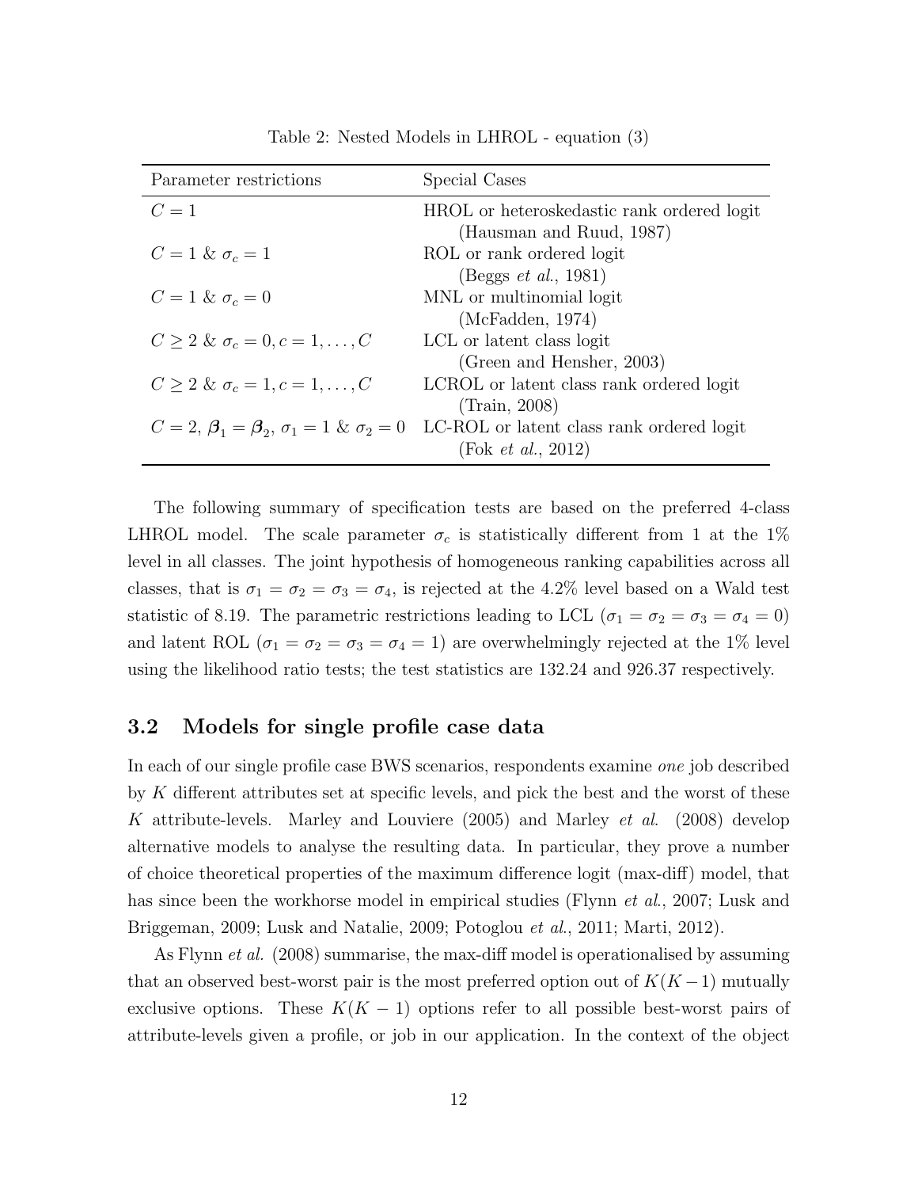Table 2: Nested Models in LHROL - equation (3)

| Parameter restrictions | Special Cases |
|---|---|
| $C = 1$ | HROL or heteroskedastic rank ordered logit (Hausman and Ruud, 1987) |
| $C = 1$ & $\sigma_c = 1$ | ROL or rank ordered logit (Beggs *et al.*, 1981) |
| $C = 1$ & $\sigma_c = 0$ | MNL or multinomial logit (McFadden, 1974) |
| $C \geq 2$ & $\sigma_c = 0, c = 1, \ldots, C$ | LCL or latent class logit (Green and Hensher, 2003) |
| $C \geq 2$ & $\sigma_c = 1, c = 1, \ldots, C$ | LCROL or latent class rank ordered logit (Train, 2008) |
| $C = 2$, $\boldsymbol{\beta}_1 = \boldsymbol{\beta}_2$, $\sigma_1 = 1$ & $\sigma_2 = 0$ | LC-ROL or latent class rank ordered logit (Fok *et al.*, 2012) |

The following summary of specification tests are based on the preferred 4-class LHROL model. The scale parameter $\sigma_c$ is statistically different from 1 at the 1% level in all classes. The joint hypothesis of homogeneous ranking capabilities across all classes, that is $\sigma_1 = \sigma_2 = \sigma_3 = \sigma_4$, is rejected at the 4.2% level based on a Wald test statistic of 8.19. The parametric restrictions leading to LCL ($\sigma_1 = \sigma_2 = \sigma_3 = \sigma_4 = 0$) and latent ROL ($\sigma_1 = \sigma_2 = \sigma_3 = \sigma_4 = 1$) are overwhelmingly rejected at the 1% level using the likelihood ratio tests; the test statistics are 132.24 and 926.37 respectively.

### 3.2 Models for single profile case data

In each of our single profile case BWS scenarios, respondents examine *one* job described by $K$ different attributes set at specific levels, and pick the best and the worst of these $K$ attribute-levels. Marley and Louviere (2005) and Marley *et al*. (2008) develop alternative models to analyse the resulting data. In particular, they prove a number of choice theoretical properties of the maximum difference logit (max-diff) model, that has since been the workhorse model in empirical studies (Flynn *et al.*, 2007; Lusk and Briggeman, 2009; Lusk and Natalie, 2009; Potoglou *et al.*, 2011; Marti, 2012).

As Flynn *et al.* (2008) summarise, the max-diff model is operationalised by assuming that an observed best-worst pair is the most preferred option out of $K(K-1)$ mutually exclusive options. These $K(K-1)$ options refer to all possible best-worst pairs of attribute-levels given a profile, or job in our application. In the context of the object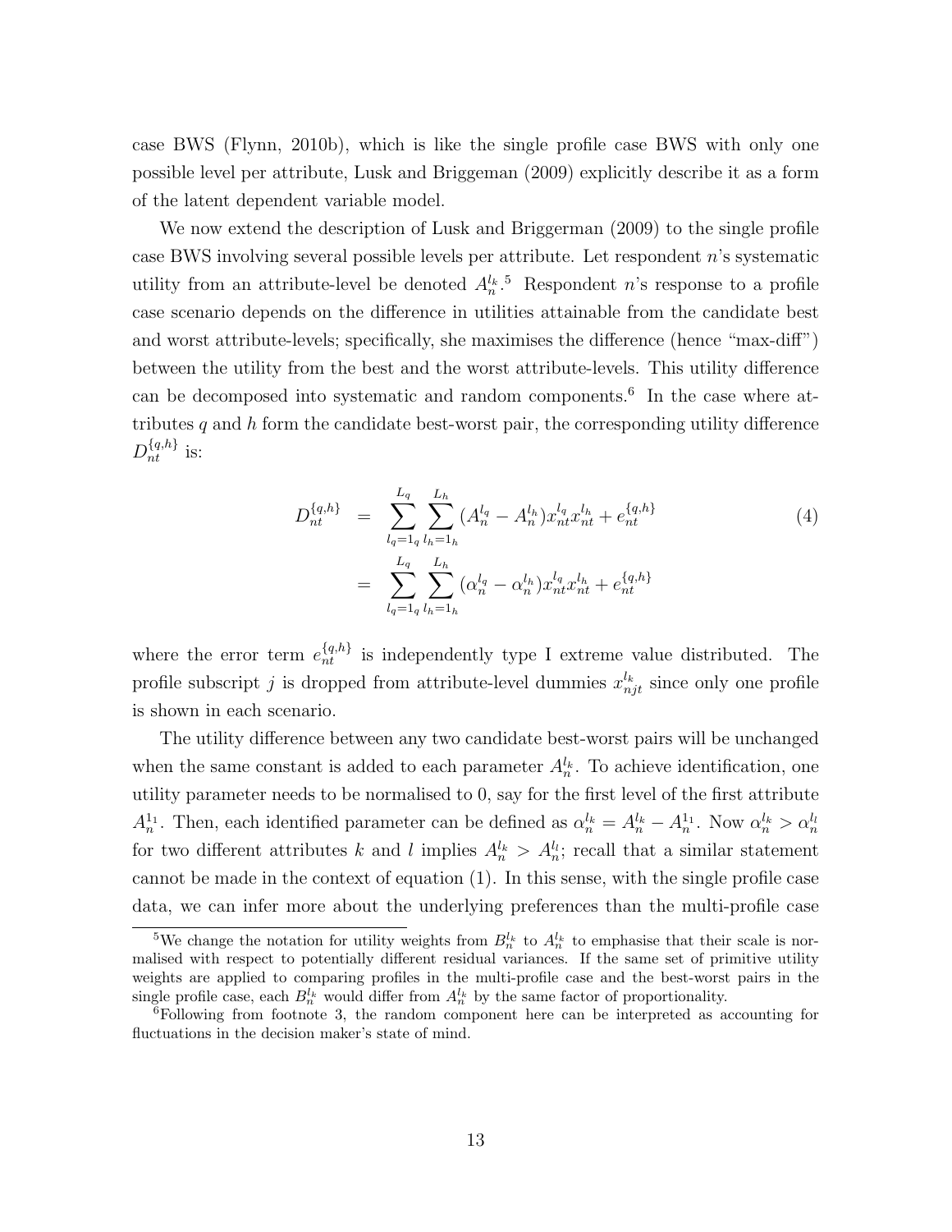case BWS (Flynn, 2010b), which is like the single profile case BWS with only one possible level per attribute, Lusk and Briggeman (2009) explicitly describe it as a form of the latent dependent variable model.

We now extend the description of Lusk and Briggerman (2009) to the single profile case BWS involving several possible levels per attribute. Let respondent $n$'s systematic utility from an attribute-level be denoted $A_n^{l_k}$.[5] Respondent $n$'s response to a profile case scenario depends on the difference in utilities attainable from the candidate best and worst attribute-levels; specifically, she maximises the difference (hence "max-diff") between the utility from the best and the worst attribute-levels. This utility difference can be decomposed into systematic and random components.[6] In the case where attributes $q$ and $h$ form the candidate best-worst pair, the corresponding utility difference $D_{nt}^{\{q,h\}}$ is:

$$
\begin{aligned}
D_{nt}^{\{q,h\}} &= \sum_{l_q=1_q}^{L_q} \sum_{l_h=1_h}^{L_h} (A_n^{l_q} - A_n^{l_h}) x_{nt}^{l_q} x_{nt}^{l_h} + e_{nt}^{\{q,h\}} \\
&= \sum_{l_q=1_q}^{L_q} \sum_{l_h=1_h}^{L_h} (\alpha_n^{l_q} - \alpha_n^{l_h}) x_{nt}^{l_q} x_{nt}^{l_h} + e_{nt}^{\{q,h\}}
\end{aligned}
\tag{4}
$$

where the error term $e_{nt}^{\{q,h\}}$ is independently type I extreme value distributed. The profile subscript $j$ is dropped from attribute-level dummies $x_{njt}^{l_k}$ since only one profile is shown in each scenario.

The utility difference between any two candidate best-worst pairs will be unchanged when the same constant is added to each parameter $A_n^{l_k}$. To achieve identification, one utility parameter needs to be normalised to 0, say for the first level of the first attribute $A_n^{1_1}$. Then, each identified parameter can be defined as $\alpha_n^{l_k} = A_n^{l_k} - A_n^{1_1}$. Now $\alpha_n^{l_k} > \alpha_n^{l_l}$ for two different attributes $k$ and $l$ implies $A_n^{l_k} > A_n^{l_l}$; recall that a similar statement cannot be made in the context of equation (1). In this sense, with the single profile case data, we can infer more about the underlying preferences than the multi-profile case

[5] We change the notation for utility weights from $B_n^{l_k}$ to $A_n^{l_k}$ to emphasise that their scale is normalised with respect to potentially different residual variances. If the same set of primitive utility weights are applied to comparing profiles in the multi-profile case and the best-worst pairs in the single profile case, each $B_n^{l_k}$ would differ from $A_n^{l_k}$ by the same factor of proportionality.

[6] Following from footnote 3, the random component here can be interpreted as accounting for fluctuations in the decision maker's state of mind.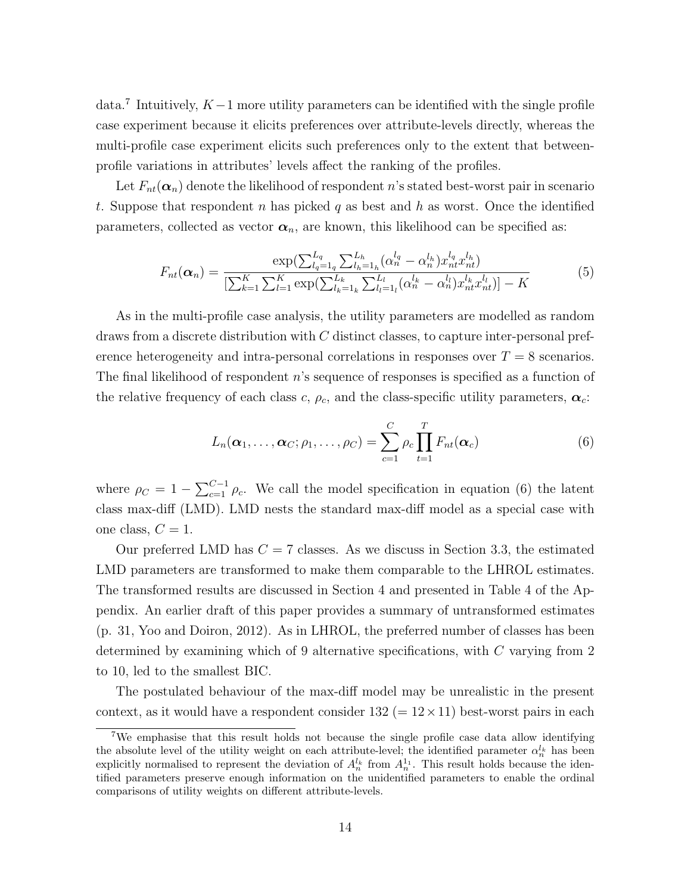data.[7] Intuitively, $K-1$ more utility parameters can be identified with the single profile case experiment because it elicits preferences over attribute-levels directly, whereas the multi-profile case experiment elicits such preferences only to the extent that between-profile variations in attributes' levels affect the ranking of the profiles.

Let $F_{nt}(\boldsymbol{\alpha}_n)$ denote the likelihood of respondent $n$'s stated best-worst pair in scenario $t$. Suppose that respondent $n$ has picked $q$ as best and $h$ as worst. Once the identified parameters, collected as vector $\boldsymbol{\alpha}_n$, are known, this likelihood can be specified as:

$$F_{nt}(\boldsymbol{\alpha}_n) = \frac{\exp(\sum_{l_q=1_q}^{L_q} \sum_{l_h=1_h}^{L_h} (\alpha_n^{l_q} - \alpha_n^{l_h}) x_{nt}^{l_q} x_{nt}^{l_h})}{[\sum_{k=1}^{K} \sum_{l=1}^{K} \exp(\sum_{l_k=1_k}^{L_k} \sum_{l_l=1_l}^{L_l} (\alpha_n^{l_k} - \alpha_n^{l_l}) x_{nt}^{l_k} x_{nt}^{l_l})] - K} \tag{5}$$

As in the multi-profile case analysis, the utility parameters are modelled as random draws from a discrete distribution with $C$ distinct classes, to capture inter-personal preference heterogeneity and intra-personal correlations in responses over $T = 8$ scenarios. The final likelihood of respondent $n$'s sequence of responses is specified as a function of the relative frequency of each class $c$, $\rho_c$, and the class-specific utility parameters, $\boldsymbol{\alpha}_c$:

$$L_n(\boldsymbol{\alpha}_1, \ldots, \boldsymbol{\alpha}_C; \rho_1, \ldots, \rho_C) = \sum_{c=1}^{C} \rho_c \prod_{t=1}^{T} F_{nt}(\boldsymbol{\alpha}_c) \tag{6}$$

where $\rho_C = 1 - \sum_{c=1}^{C-1} \rho_c$. We call the model specification in equation (6) the latent class max-diff (LMD). LMD nests the standard max-diff model as a special case with one class, $C = 1$.

Our preferred LMD has $C = 7$ classes. As we discuss in Section 3.3, the estimated LMD parameters are transformed to make them comparable to the LHROL estimates. The transformed results are discussed in Section 4 and presented in Table 4 of the Appendix. An earlier draft of this paper provides a summary of untransformed estimates (p. 31, Yoo and Doiron, 2012). As in LHROL, the preferred number of classes has been determined by examining which of 9 alternative specifications, with $C$ varying from 2 to 10, led to the smallest BIC.

The postulated behaviour of the max-diff model may be unrealistic in the present context, as it would have a respondent consider 132 ($= 12 \times 11$) best-worst pairs in each

[7] We emphasise that this result holds not because the single profile case data allow identifying the absolute level of the utility weight on each attribute-level; the identified parameter $\alpha_n^{l_k}$ has been explicitly normalised to represent the deviation of $A_n^{l_k}$ from $A_n^{1_1}$. This result holds because the identified parameters preserve enough information on the unidentified parameters to enable the ordinal comparisons of utility weights on different attribute-levels.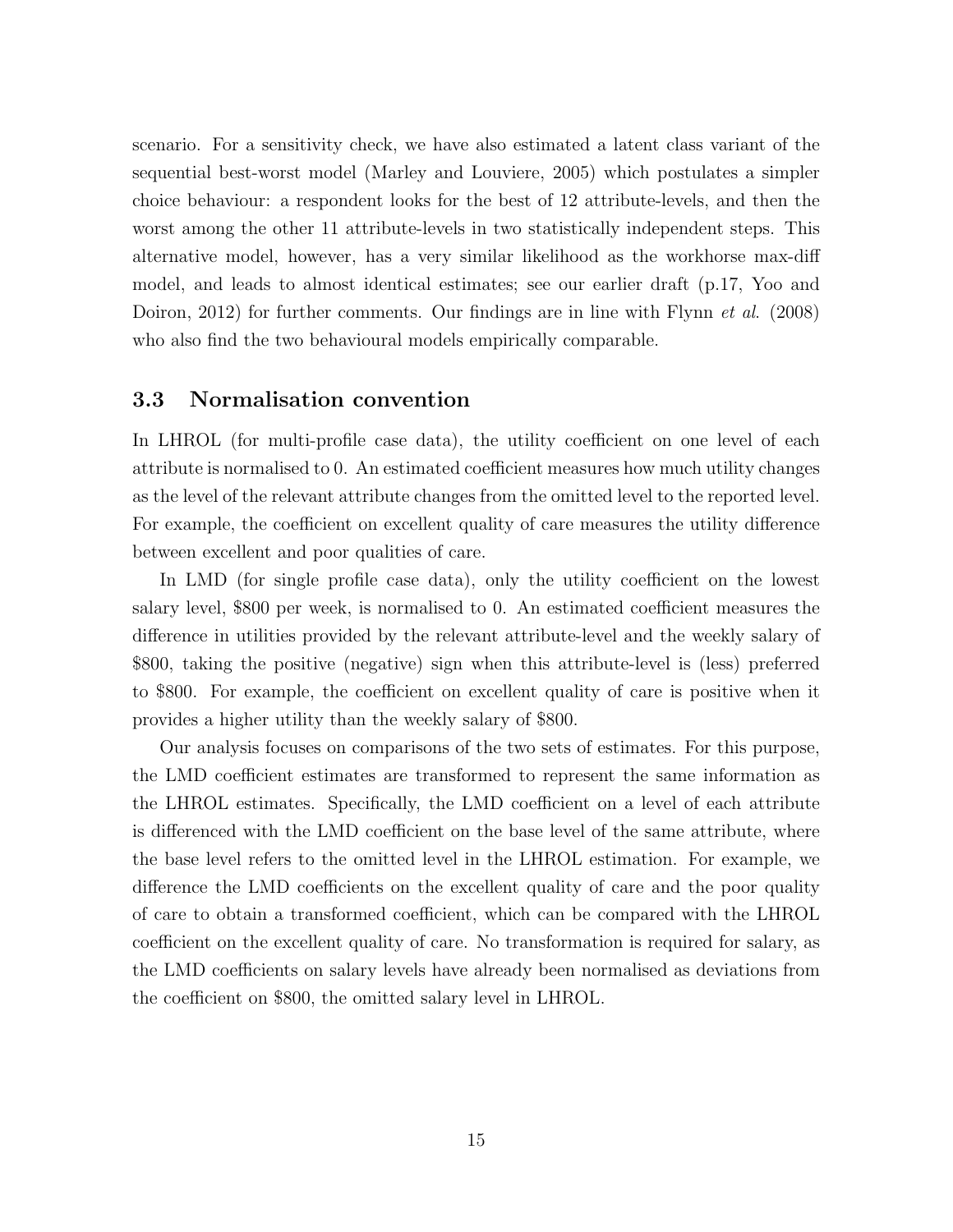scenario. For a sensitivity check, we have also estimated a latent class variant of the sequential best-worst model (Marley and Louviere, 2005) which postulates a simpler choice behaviour: a respondent looks for the best of 12 attribute-levels, and then the worst among the other 11 attribute-levels in two statistically independent steps. This alternative model, however, has a very similar likelihood as the workhorse max-diff model, and leads to almost identical estimates; see our earlier draft (p.17, Yoo and Doiron, 2012) for further comments. Our findings are in line with Flynn *et al.* (2008) who also find the two behavioural models empirically comparable.

### 3.3 Normalisation convention

In LHROL (for multi-profile case data), the utility coefficient on one level of each attribute is normalised to 0. An estimated coefficient measures how much utility changes as the level of the relevant attribute changes from the omitted level to the reported level. For example, the coefficient on excellent quality of care measures the utility difference between excellent and poor qualities of care.

In LMD (for single profile case data), only the utility coefficient on the lowest salary level, \$800 per week, is normalised to 0. An estimated coefficient measures the difference in utilities provided by the relevant attribute-level and the weekly salary of \$800, taking the positive (negative) sign when this attribute-level is (less) preferred to \$800. For example, the coefficient on excellent quality of care is positive when it provides a higher utility than the weekly salary of \$800.

Our analysis focuses on comparisons of the two sets of estimates. For this purpose, the LMD coefficient estimates are transformed to represent the same information as the LHROL estimates. Specifically, the LMD coefficient on a level of each attribute is differenced with the LMD coefficient on the base level of the same attribute, where the base level refers to the omitted level in the LHROL estimation. For example, we difference the LMD coefficients on the excellent quality of care and the poor quality of care to obtain a transformed coefficient, which can be compared with the LHROL coefficient on the excellent quality of care. No transformation is required for salary, as the LMD coefficients on salary levels have already been normalised as deviations from the coefficient on \$800, the omitted salary level in LHROL.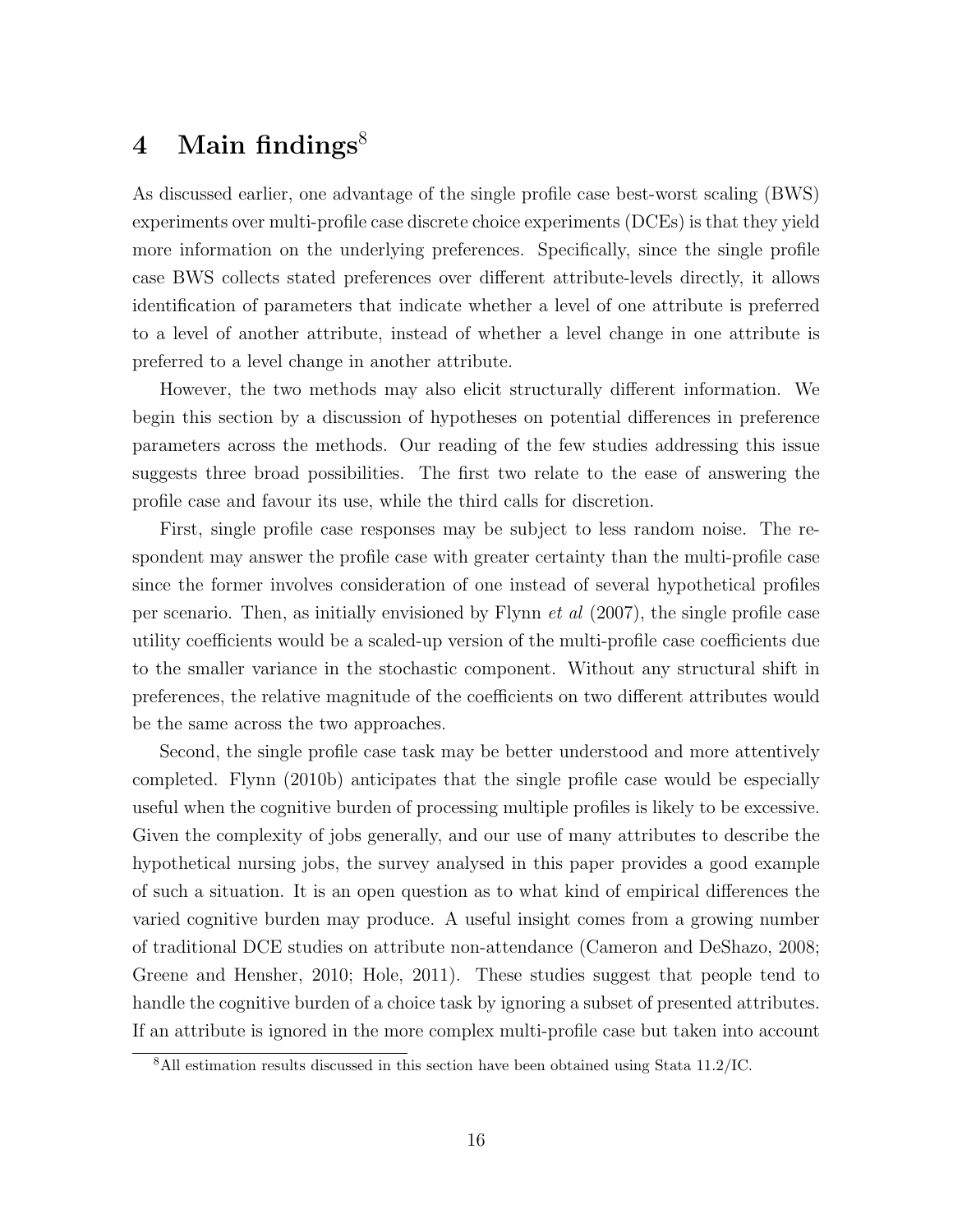# 4 Main findings[8]

As discussed earlier, one advantage of the single profile case best-worst scaling (BWS) experiments over multi-profile case discrete choice experiments (DCEs) is that they yield more information on the underlying preferences. Specifically, since the single profile case BWS collects stated preferences over different attribute-levels directly, it allows identification of parameters that indicate whether a level of one attribute is preferred to a level of another attribute, instead of whether a level change in one attribute is preferred to a level change in another attribute.

However, the two methods may also elicit structurally different information. We begin this section by a discussion of hypotheses on potential differences in preference parameters across the methods. Our reading of the few studies addressing this issue suggests three broad possibilities. The first two relate to the ease of answering the profile case and favour its use, while the third calls for discretion.

First, single profile case responses may be subject to less random noise. The respondent may answer the profile case with greater certainty than the multi-profile case since the former involves consideration of one instead of several hypothetical profiles per scenario. Then, as initially envisioned by Flynn *et al* (2007), the single profile case utility coefficients would be a scaled-up version of the multi-profile case coefficients due to the smaller variance in the stochastic component. Without any structural shift in preferences, the relative magnitude of the coefficients on two different attributes would be the same across the two approaches.

Second, the single profile case task may be better understood and more attentively completed. Flynn (2010b) anticipates that the single profile case would be especially useful when the cognitive burden of processing multiple profiles is likely to be excessive. Given the complexity of jobs generally, and our use of many attributes to describe the hypothetical nursing jobs, the survey analysed in this paper provides a good example of such a situation. It is an open question as to what kind of empirical differences the varied cognitive burden may produce. A useful insight comes from a growing number of traditional DCE studies on attribute non-attendance (Cameron and DeShazo, 2008; Greene and Hensher, 2010; Hole, 2011). These studies suggest that people tend to handle the cognitive burden of a choice task by ignoring a subset of presented attributes. If an attribute is ignored in the more complex multi-profile case but taken into account

[8] All estimation results discussed in this section have been obtained using Stata 11.2/IC.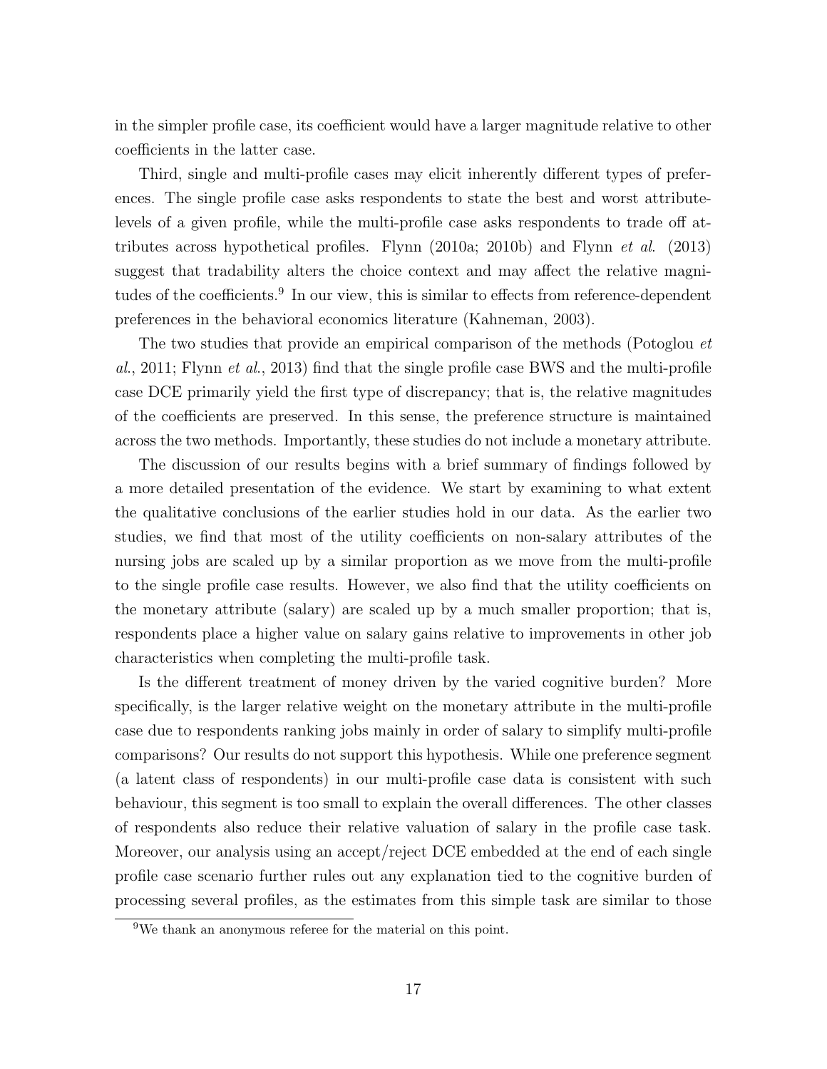in the simpler profile case, its coefficient would have a larger magnitude relative to other coefficients in the latter case.

Third, single and multi-profile cases may elicit inherently different types of preferences. The single profile case asks respondents to state the best and worst attribute-levels of a given profile, while the multi-profile case asks respondents to trade off attributes across hypothetical profiles. Flynn (2010a; 2010b) and Flynn *et al.* (2013) suggest that tradability alters the choice context and may affect the relative magnitudes of the coefficients.[9] In our view, this is similar to effects from reference-dependent preferences in the behavioral economics literature (Kahneman, 2003).

The two studies that provide an empirical comparison of the methods (Potoglou *et al.*, 2011; Flynn *et al.*, 2013) find that the single profile case BWS and the multi-profile case DCE primarily yield the first type of discrepancy; that is, the relative magnitudes of the coefficients are preserved. In this sense, the preference structure is maintained across the two methods. Importantly, these studies do not include a monetary attribute.

The discussion of our results begins with a brief summary of findings followed by a more detailed presentation of the evidence. We start by examining to what extent the qualitative conclusions of the earlier studies hold in our data. As the earlier two studies, we find that most of the utility coefficients on non-salary attributes of the nursing jobs are scaled up by a similar proportion as we move from the multi-profile to the single profile case results. However, we also find that the utility coefficients on the monetary attribute (salary) are scaled up by a much smaller proportion; that is, respondents place a higher value on salary gains relative to improvements in other job characteristics when completing the multi-profile task.

Is the different treatment of money driven by the varied cognitive burden? More specifically, is the larger relative weight on the monetary attribute in the multi-profile case due to respondents ranking jobs mainly in order of salary to simplify multi-profile comparisons? Our results do not support this hypothesis. While one preference segment (a latent class of respondents) in our multi-profile case data is consistent with such behaviour, this segment is too small to explain the overall differences. The other classes of respondents also reduce their relative valuation of salary in the profile case task. Moreover, our analysis using an accept/reject DCE embedded at the end of each single profile case scenario further rules out any explanation tied to the cognitive burden of processing several profiles, as the estimates from this simple task are similar to those

[9] We thank an anonymous referee for the material on this point.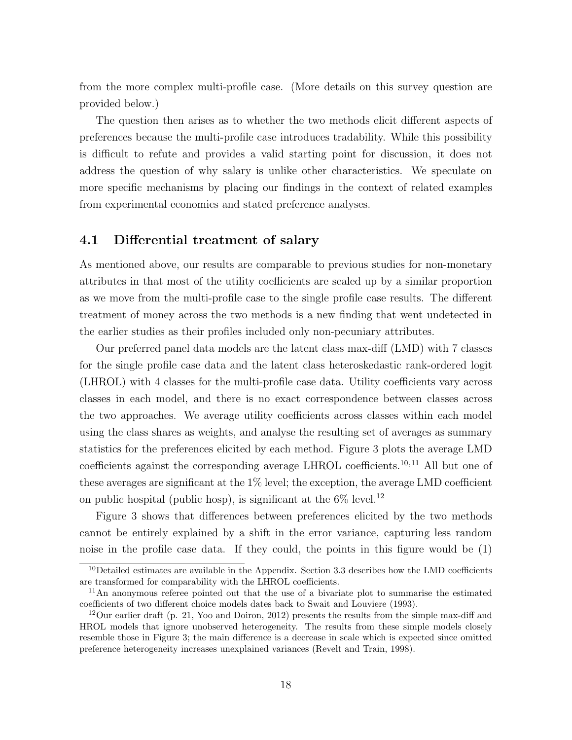from the more complex multi-profile case. (More details on this survey question are provided below.)

The question then arises as to whether the two methods elicit different aspects of preferences because the multi-profile case introduces tradability. While this possibility is difficult to refute and provides a valid starting point for discussion, it does not address the question of why salary is unlike other characteristics. We speculate on more specific mechanisms by placing our findings in the context of related examples from experimental economics and stated preference analyses.

## 4.1 Differential treatment of salary

As mentioned above, our results are comparable to previous studies for non-monetary attributes in that most of the utility coefficients are scaled up by a similar proportion as we move from the multi-profile case to the single profile case results. The different treatment of money across the two methods is a new finding that went undetected in the earlier studies as their profiles included only non-pecuniary attributes.

Our preferred panel data models are the latent class max-diff (LMD) with 7 classes for the single profile case data and the latent class heteroskedastic rank-ordered logit (LHROL) with 4 classes for the multi-profile case data. Utility coefficients vary across classes in each model, and there is no exact correspondence between classes across the two approaches. We average utility coefficients across classes within each model using the class shares as weights, and analyse the resulting set of averages as summary statistics for the preferences elicited by each method. Figure 3 plots the average LMD coefficients against the corresponding average LHROL coefficients.[10,11] All but one of these averages are significant at the 1% level; the exception, the average LMD coefficient on public hospital (public hosp), is significant at the 6% level.[12]

Figure 3 shows that differences between preferences elicited by the two methods cannot be entirely explained by a shift in the error variance, capturing less random noise in the profile case data. If they could, the points in this figure would be (1)

[10] Detailed estimates are available in the Appendix. Section 3.3 describes how the LMD coefficients are transformed for comparability with the LHROL coefficients.

[11] An anonymous referee pointed out that the use of a bivariate plot to summarise the estimated coefficients of two different choice models dates back to Swait and Louviere (1993).

[12] Our earlier draft (p. 21, Yoo and Doiron, 2012) presents the results from the simple max-diff and HROL models that ignore unobserved heterogeneity. The results from these simple models closely resemble those in Figure 3; the main difference is a decrease in scale which is expected since omitted preference heterogeneity increases unexplained variances (Revelt and Train, 1998).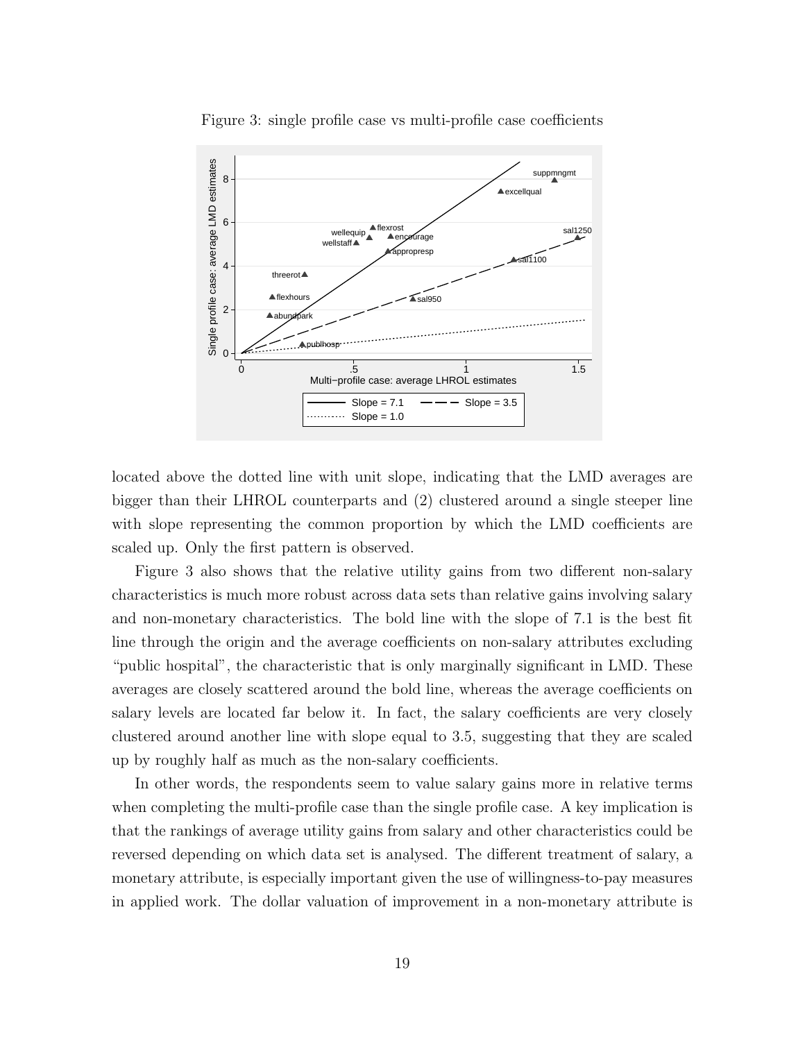Figure 3: single profile case vs multi-profile case coefficients

located above the dotted line with unit slope, indicating that the LMD averages are bigger than their LHROL counterparts and (2) clustered around a single steeper line with slope representing the common proportion by which the LMD coefficients are scaled up. Only the first pattern is observed.

Figure 3 also shows that the relative utility gains from two different non-salary characteristics is much more robust across data sets than relative gains involving salary and non-monetary characteristics. The bold line with the slope of 7.1 is the best fit line through the origin and the average coefficients on non-salary attributes excluding "public hospital", the characteristic that is only marginally significant in LMD. These averages are closely scattered around the bold line, whereas the average coefficients on salary levels are located far below it. In fact, the salary coefficients are very closely clustered around another line with slope equal to 3.5, suggesting that they are scaled up by roughly half as much as the non-salary coefficients.

In other words, the respondents seem to value salary gains more in relative terms when completing the multi-profile case than the single profile case. A key implication is that the rankings of average utility gains from salary and other characteristics could be reversed depending on which data set is analysed. The different treatment of salary, a monetary attribute, is especially important given the use of willingness-to-pay measures in applied work. The dollar valuation of improvement in a non-monetary attribute is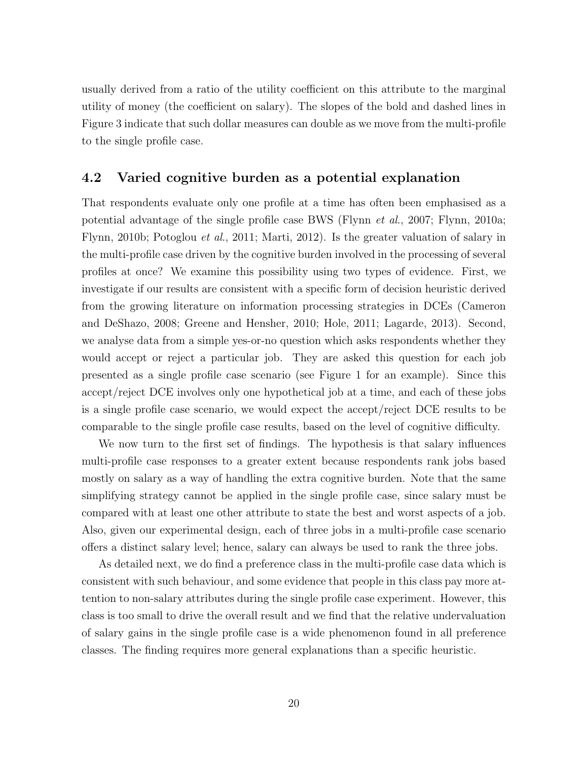usually derived from a ratio of the utility coefficient on this attribute to the marginal utility of money (the coefficient on salary). The slopes of the bold and dashed lines in Figure 3 indicate that such dollar measures can double as we move from the multi-profile to the single profile case.

### 4.2 Varied cognitive burden as a potential explanation

That respondents evaluate only one profile at a time has often been emphasised as a potential advantage of the single profile case BWS (Flynn *et al.*, 2007; Flynn, 2010a; Flynn, 2010b; Potoglou *et al.*, 2011; Marti, 2012). Is the greater valuation of salary in the multi-profile case driven by the cognitive burden involved in the processing of several profiles at once? We examine this possibility using two types of evidence. First, we investigate if our results are consistent with a specific form of decision heuristic derived from the growing literature on information processing strategies in DCEs (Cameron and DeShazo, 2008; Greene and Hensher, 2010; Hole, 2011; Lagarde, 2013). Second, we analyse data from a simple yes-or-no question which asks respondents whether they would accept or reject a particular job. They are asked this question for each job presented as a single profile case scenario (see Figure 1 for an example). Since this accept/reject DCE involves only one hypothetical job at a time, and each of these jobs is a single profile case scenario, we would expect the accept/reject DCE results to be comparable to the single profile case results, based on the level of cognitive difficulty.

We now turn to the first set of findings. The hypothesis is that salary influences multi-profile case responses to a greater extent because respondents rank jobs based mostly on salary as a way of handling the extra cognitive burden. Note that the same simplifying strategy cannot be applied in the single profile case, since salary must be compared with at least one other attribute to state the best and worst aspects of a job. Also, given our experimental design, each of three jobs in a multi-profile case scenario offers a distinct salary level; hence, salary can always be used to rank the three jobs.

As detailed next, we do find a preference class in the multi-profile case data which is consistent with such behaviour, and some evidence that people in this class pay more attention to non-salary attributes during the single profile case experiment. However, this class is too small to drive the overall result and we find that the relative undervaluation of salary gains in the single profile case is a wide phenomenon found in all preference classes. The finding requires more general explanations than a specific heuristic.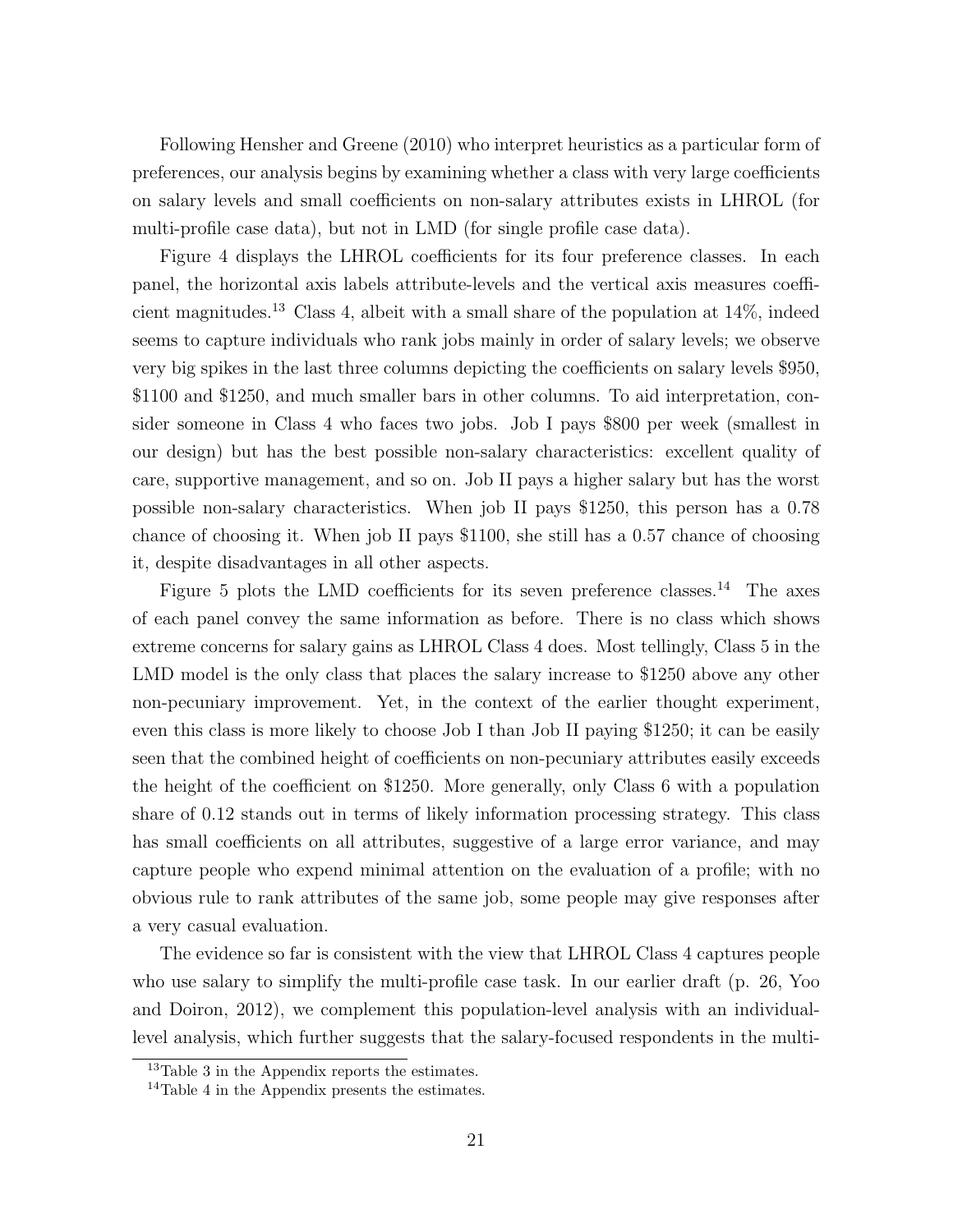Following Hensher and Greene (2010) who interpret heuristics as a particular form of preferences, our analysis begins by examining whether a class with very large coefficients on salary levels and small coefficients on non-salary attributes exists in LHROL (for multi-profile case data), but not in LMD (for single profile case data).

Figure 4 displays the LHROL coefficients for its four preference classes. In each panel, the horizontal axis labels attribute-levels and the vertical axis measures coefficient magnitudes.[13] Class 4, albeit with a small share of the population at 14%, indeed seems to capture individuals who rank jobs mainly in order of salary levels; we observe very big spikes in the last three columns depicting the coefficients on salary levels \$950, \$1100 and \$1250, and much smaller bars in other columns. To aid interpretation, consider someone in Class 4 who faces two jobs. Job I pays \$800 per week (smallest in our design) but has the best possible non-salary characteristics: excellent quality of care, supportive management, and so on. Job II pays a higher salary but has the worst possible non-salary characteristics. When job II pays \$1250, this person has a 0.78 chance of choosing it. When job II pays \$1100, she still has a 0.57 chance of choosing it, despite disadvantages in all other aspects.

Figure 5 plots the LMD coefficients for its seven preference classes.[14] The axes of each panel convey the same information as before. There is no class which shows extreme concerns for salary gains as LHROL Class 4 does. Most tellingly, Class 5 in the LMD model is the only class that places the salary increase to \$1250 above any other non-pecuniary improvement. Yet, in the context of the earlier thought experiment, even this class is more likely to choose Job I than Job II paying \$1250; it can be easily seen that the combined height of coefficients on non-pecuniary attributes easily exceeds the height of the coefficient on \$1250. More generally, only Class 6 with a population share of 0.12 stands out in terms of likely information processing strategy. This class has small coefficients on all attributes, suggestive of a large error variance, and may capture people who expend minimal attention on the evaluation of a profile; with no obvious rule to rank attributes of the same job, some people may give responses after a very casual evaluation.

The evidence so far is consistent with the view that LHROL Class 4 captures people who use salary to simplify the multi-profile case task. In our earlier draft (p. 26, Yoo and Doiron, 2012), we complement this population-level analysis with an individual-level analysis, which further suggests that the salary-focused respondents in the multi-

[13] Table 3 in the Appendix reports the estimates.

[14] Table 4 in the Appendix presents the estimates.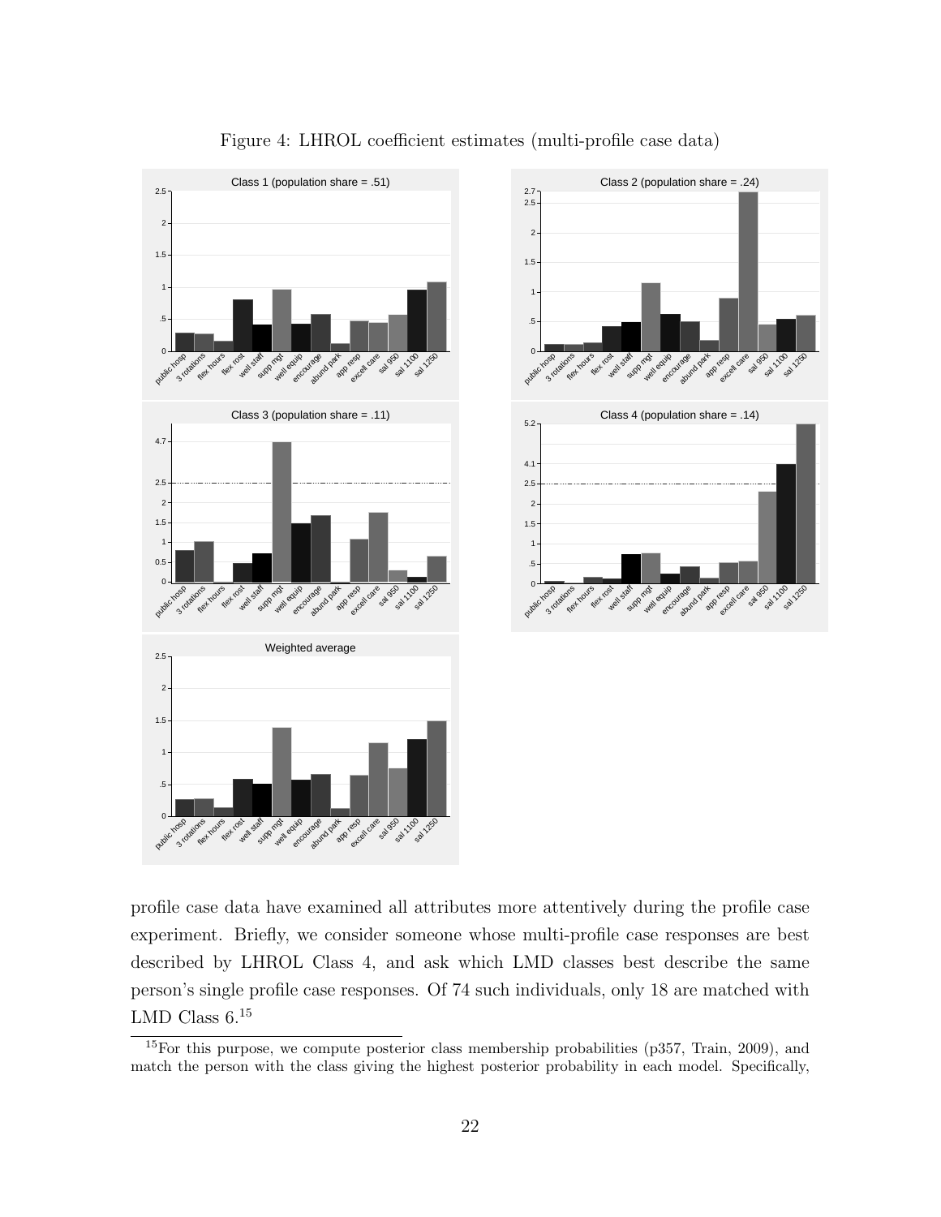Figure 4: LHROL coefficient estimates (multi-profile case data)

profile case data have examined all attributes more attentively during the profile case experiment. Briefly, we consider someone whose multi-profile case responses are best described by LHROL Class 4, and ask which LMD classes best describe the same person's single profile case responses. Of 74 such individuals, only 18 are matched with LMD Class 6.[15]

[15]For this purpose, we compute posterior class membership probabilities (p357, Train, 2009), and match the person with the class giving the highest posterior probability in each model. Specifically,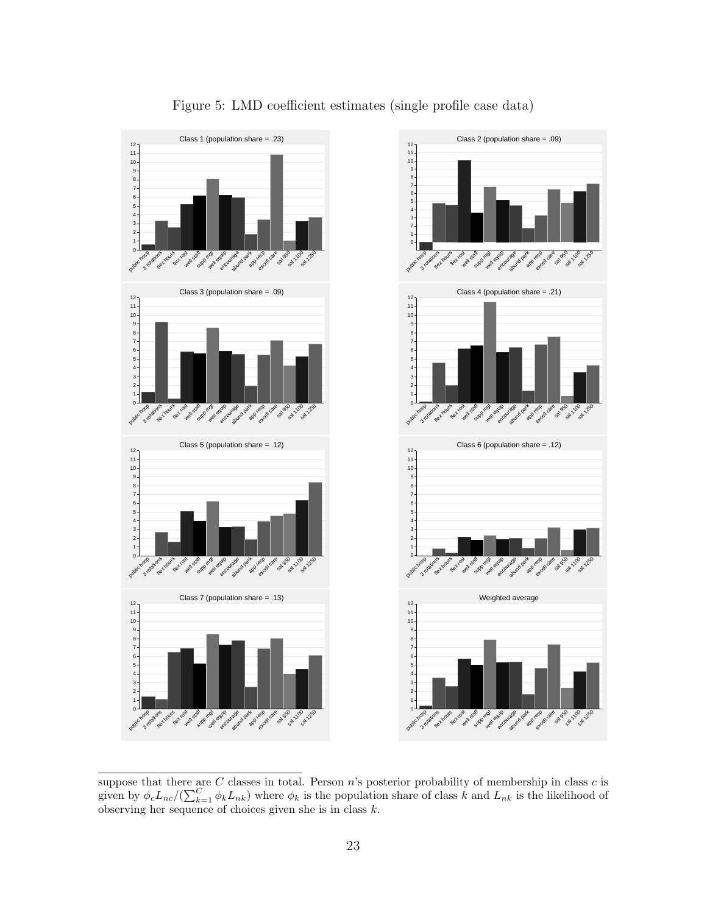Figure 5: LMD coefficient estimates (single profile case data)

suppose that there are $C$ classes in total. Person $n$'s posterior probability of membership in class $c$ is given by $\phi_c L_{nc}/(\sum_{k=1}^{C} \phi_k L_{nk})$ where $\phi_k$ is the population share of class $k$ and $L_{nk}$ is the likelihood of observing her sequence of choices given she is in class $k$.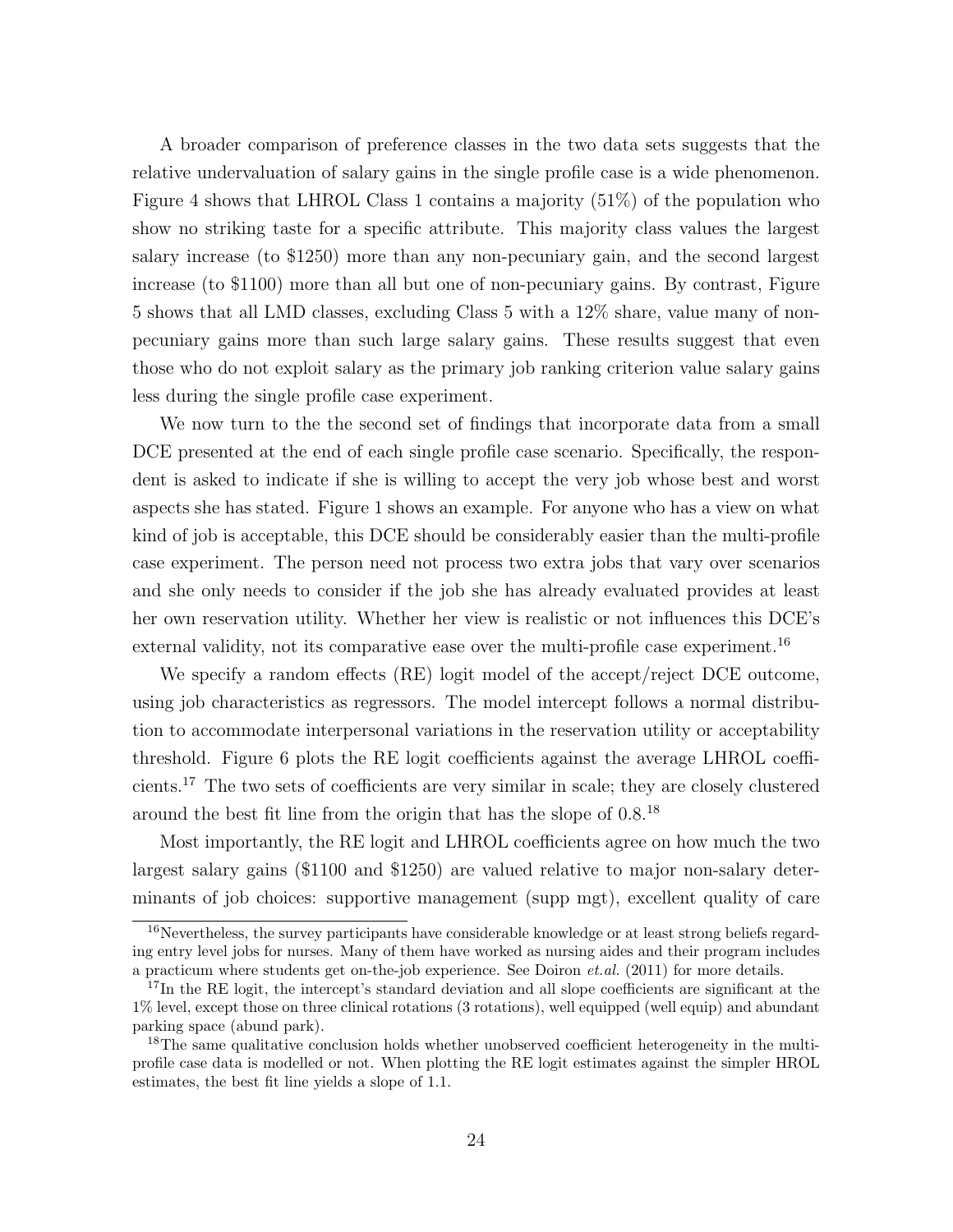A broader comparison of preference classes in the two data sets suggests that the relative undervaluation of salary gains in the single profile case is a wide phenomenon. Figure 4 shows that LHROL Class 1 contains a majority (51%) of the population who show no striking taste for a specific attribute. This majority class values the largest salary increase (to $1250) more than any non-pecuniary gain, and the second largest increase (to $1100) more than all but one of non-pecuniary gains. By contrast, Figure 5 shows that all LMD classes, excluding Class 5 with a 12% share, value many of non-pecuniary gains more than such large salary gains. These results suggest that even those who do not exploit salary as the primary job ranking criterion value salary gains less during the single profile case experiment.

We now turn to the the second set of findings that incorporate data from a small DCE presented at the end of each single profile case scenario. Specifically, the respondent is asked to indicate if she is willing to accept the very job whose best and worst aspects she has stated. Figure 1 shows an example. For anyone who has a view on what kind of job is acceptable, this DCE should be considerably easier than the multi-profile case experiment. The person need not process two extra jobs that vary over scenarios and she only needs to consider if the job she has already evaluated provides at least her own reservation utility. Whether her view is realistic or not influences this DCE's external validity, not its comparative ease over the multi-profile case experiment.[16]

We specify a random effects (RE) logit model of the accept/reject DCE outcome, using job characteristics as regressors. The model intercept follows a normal distribution to accommodate interpersonal variations in the reservation utility or acceptability threshold. Figure 6 plots the RE logit coefficients against the average LHROL coefficients.[17] The two sets of coefficients are very similar in scale; they are closely clustered around the best fit line from the origin that has the slope of 0.8.[18]

Most importantly, the RE logit and LHROL coefficients agree on how much the two largest salary gains ($1100 and $1250) are valued relative to major non-salary determinants of job choices: supportive management (supp mgt), excellent quality of care

---

[16] Nevertheless, the survey participants have considerable knowledge or at least strong beliefs regarding entry level jobs for nurses. Many of them have worked as nursing aides and their program includes a practicum where students get on-the-job experience. See Doiron *et.al.* (2011) for more details.

[17] In the RE logit, the intercept's standard deviation and all slope coefficients are significant at the 1% level, except those on three clinical rotations (3 rotations), well equipped (well equip) and abundant parking space (abund park).

[18] The same qualitative conclusion holds whether unobserved coefficient heterogeneity in the multi-profile case data is modelled or not. When plotting the RE logit estimates against the simpler HROL estimates, the best fit line yields a slope of 1.1.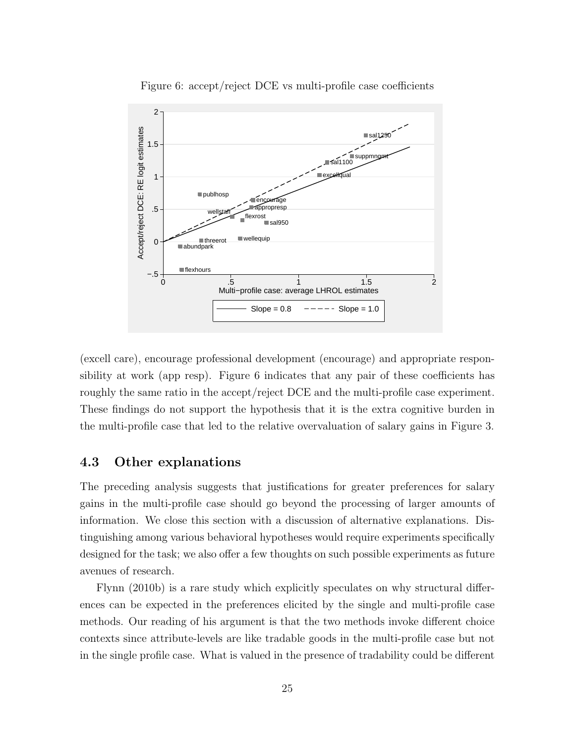Figure 6: accept/reject DCE vs multi-profile case coefficients

(excell care), encourage professional development (encourage) and appropriate responsibility at work (app resp). Figure 6 indicates that any pair of these coefficients has roughly the same ratio in the accept/reject DCE and the multi-profile case experiment. These findings do not support the hypothesis that it is the extra cognitive burden in the multi-profile case that led to the relative overvaluation of salary gains in Figure 3.

## 4.3 Other explanations

The preceding analysis suggests that justifications for greater preferences for salary gains in the multi-profile case should go beyond the processing of larger amounts of information. We close this section with a discussion of alternative explanations. Distinguishing among various behavioral hypotheses would require experiments specifically designed for the task; we also offer a few thoughts on such possible experiments as future avenues of research.

Flynn (2010b) is a rare study which explicitly speculates on why structural differences can be expected in the preferences elicited by the single and multi-profile case methods. Our reading of his argument is that the two methods invoke different choice contexts since attribute-levels are like tradable goods in the multi-profile case but not in the single profile case. What is valued in the presence of tradability could be different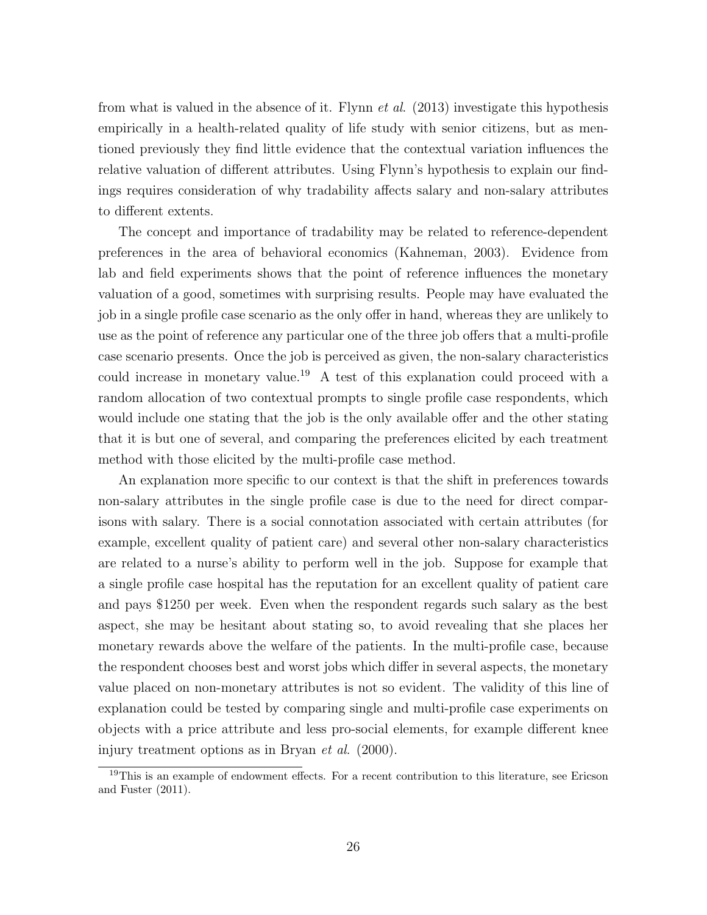from what is valued in the absence of it. Flynn *et al*. (2013) investigate this hypothesis empirically in a health-related quality of life study with senior citizens, but as mentioned previously they find little evidence that the contextual variation influences the relative valuation of different attributes. Using Flynn's hypothesis to explain our findings requires consideration of why tradability affects salary and non-salary attributes to different extents.

The concept and importance of tradability may be related to reference-dependent preferences in the area of behavioral economics (Kahneman, 2003). Evidence from lab and field experiments shows that the point of reference influences the monetary valuation of a good, sometimes with surprising results. People may have evaluated the job in a single profile case scenario as the only offer in hand, whereas they are unlikely to use as the point of reference any particular one of the three job offers that a multi-profile case scenario presents. Once the job is perceived as given, the non-salary characteristics could increase in monetary value.[19] A test of this explanation could proceed with a random allocation of two contextual prompts to single profile case respondents, which would include one stating that the job is the only available offer and the other stating that it is but one of several, and comparing the preferences elicited by each treatment method with those elicited by the multi-profile case method.

An explanation more specific to our context is that the shift in preferences towards non-salary attributes in the single profile case is due to the need for direct comparisons with salary. There is a social connotation associated with certain attributes (for example, excellent quality of patient care) and several other non-salary characteristics are related to a nurse's ability to perform well in the job. Suppose for example that a single profile case hospital has the reputation for an excellent quality of patient care and pays \$1250 per week. Even when the respondent regards such salary as the best aspect, she may be hesitant about stating so, to avoid revealing that she places her monetary rewards above the welfare of the patients. In the multi-profile case, because the respondent chooses best and worst jobs which differ in several aspects, the monetary value placed on non-monetary attributes is not so evident. The validity of this line of explanation could be tested by comparing single and multi-profile case experiments on objects with a price attribute and less pro-social elements, for example different knee injury treatment options as in Bryan *et al*. (2000).

[19] This is an example of endowment effects. For a recent contribution to this literature, see Ericson and Fuster (2011).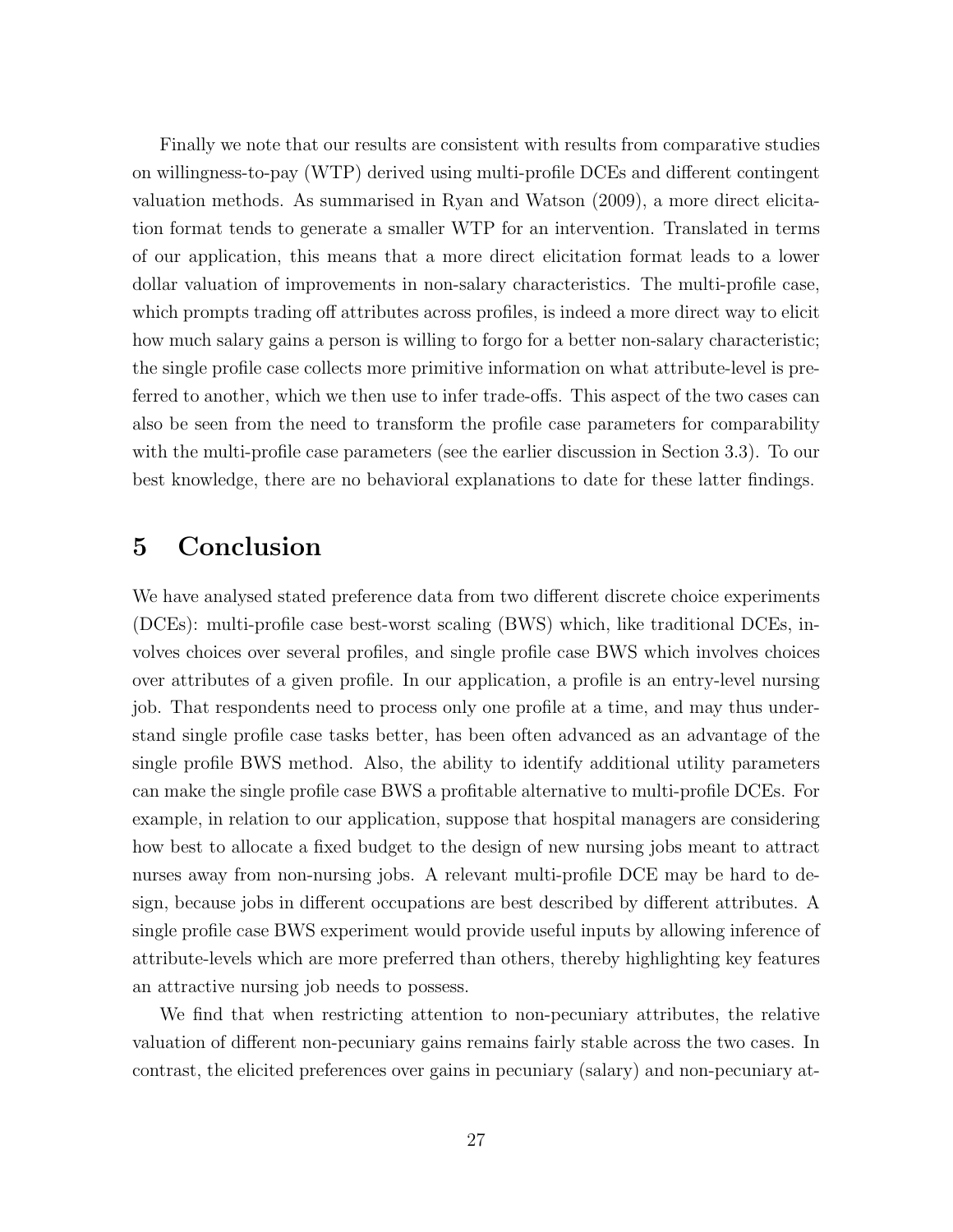Finally we note that our results are consistent with results from comparative studies on willingness-to-pay (WTP) derived using multi-profile DCEs and different contingent valuation methods. As summarised in Ryan and Watson (2009), a more direct elicitation format tends to generate a smaller WTP for an intervention. Translated in terms of our application, this means that a more direct elicitation format leads to a lower dollar valuation of improvements in non-salary characteristics. The multi-profile case, which prompts trading off attributes across profiles, is indeed a more direct way to elicit how much salary gains a person is willing to forgo for a better non-salary characteristic; the single profile case collects more primitive information on what attribute-level is preferred to another, which we then use to infer trade-offs. This aspect of the two cases can also be seen from the need to transform the profile case parameters for comparability with the multi-profile case parameters (see the earlier discussion in Section 3.3). To our best knowledge, there are no behavioral explanations to date for these latter findings.

# 5 Conclusion

We have analysed stated preference data from two different discrete choice experiments (DCEs): multi-profile case best-worst scaling (BWS) which, like traditional DCEs, involves choices over several profiles, and single profile case BWS which involves choices over attributes of a given profile. In our application, a profile is an entry-level nursing job. That respondents need to process only one profile at a time, and may thus understand single profile case tasks better, has been often advanced as an advantage of the single profile BWS method. Also, the ability to identify additional utility parameters can make the single profile case BWS a profitable alternative to multi-profile DCEs. For example, in relation to our application, suppose that hospital managers are considering how best to allocate a fixed budget to the design of new nursing jobs meant to attract nurses away from non-nursing jobs. A relevant multi-profile DCE may be hard to design, because jobs in different occupations are best described by different attributes. A single profile case BWS experiment would provide useful inputs by allowing inference of attribute-levels which are more preferred than others, thereby highlighting key features an attractive nursing job needs to possess.

We find that when restricting attention to non-pecuniary attributes, the relative valuation of different non-pecuniary gains remains fairly stable across the two cases. In contrast, the elicited preferences over gains in pecuniary (salary) and non-pecuniary at-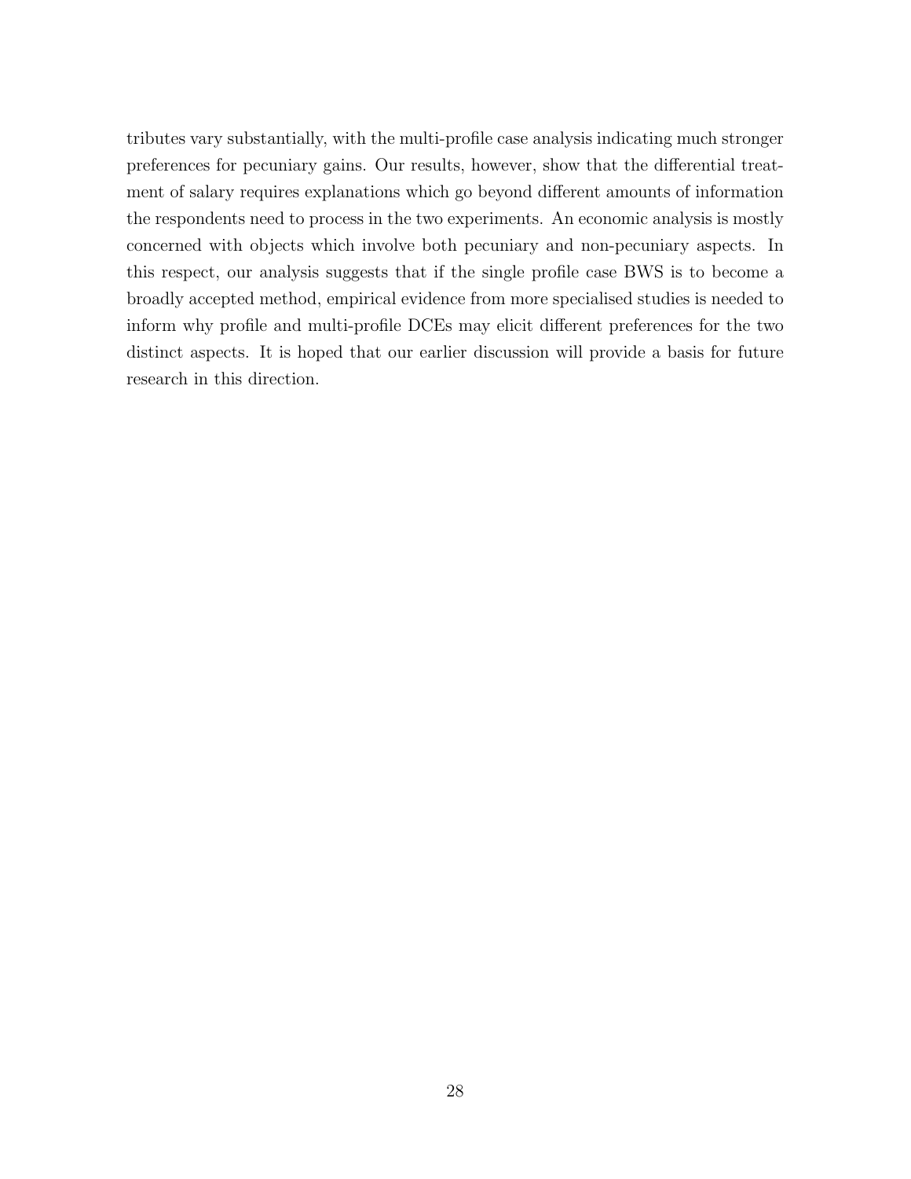tributes vary substantially, with the multi-profile case analysis indicating much stronger preferences for pecuniary gains. Our results, however, show that the differential treatment of salary requires explanations which go beyond different amounts of information the respondents need to process in the two experiments. An economic analysis is mostly concerned with objects which involve both pecuniary and non-pecuniary aspects. In this respect, our analysis suggests that if the single profile case BWS is to become a broadly accepted method, empirical evidence from more specialised studies is needed to inform why profile and multi-profile DCEs may elicit different preferences for the two distinct aspects. It is hoped that our earlier discussion will provide a basis for future research in this direction.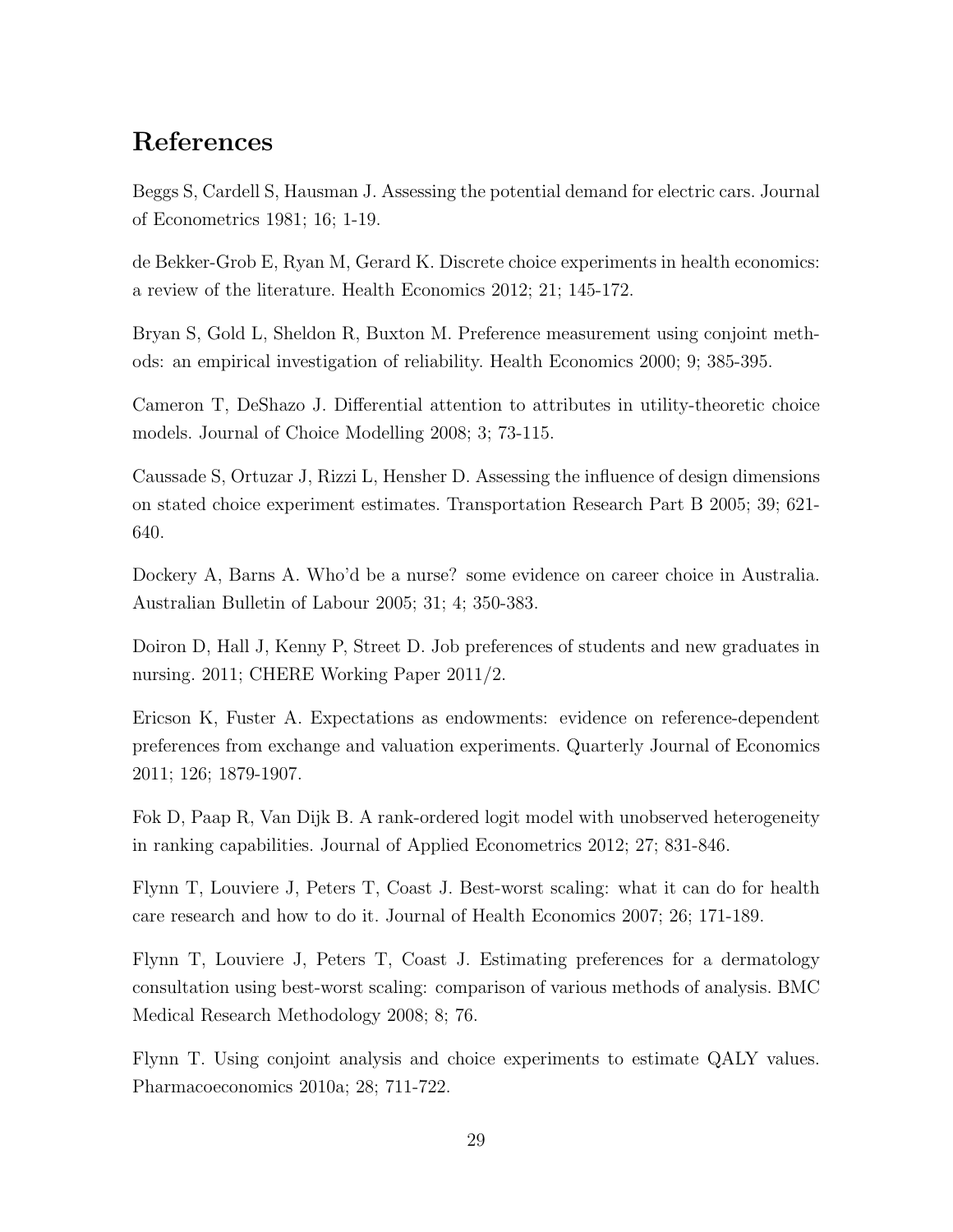# References

Beggs S, Cardell S, Hausman J. Assessing the potential demand for electric cars. Journal of Econometrics 1981; 16; 1-19.

de Bekker-Grob E, Ryan M, Gerard K. Discrete choice experiments in health economics: a review of the literature. Health Economics 2012; 21; 145-172.

Bryan S, Gold L, Sheldon R, Buxton M. Preference measurement using conjoint methods: an empirical investigation of reliability. Health Economics 2000; 9; 385-395.

Cameron T, DeShazo J. Differential attention to attributes in utility-theoretic choice models. Journal of Choice Modelling 2008; 3; 73-115.

Caussade S, Ortuzar J, Rizzi L, Hensher D. Assessing the influence of design dimensions on stated choice experiment estimates. Transportation Research Part B 2005; 39; 621-640.

Dockery A, Barns A. Who'd be a nurse? some evidence on career choice in Australia. Australian Bulletin of Labour 2005; 31; 4; 350-383.

Doiron D, Hall J, Kenny P, Street D. Job preferences of students and new graduates in nursing. 2011; CHERE Working Paper 2011/2.

Ericson K, Fuster A. Expectations as endowments: evidence on reference-dependent preferences from exchange and valuation experiments. Quarterly Journal of Economics 2011; 126; 1879-1907.

Fok D, Paap R, Van Dijk B. A rank-ordered logit model with unobserved heterogeneity in ranking capabilities. Journal of Applied Econometrics 2012; 27; 831-846.

Flynn T, Louviere J, Peters T, Coast J. Best-worst scaling: what it can do for health care research and how to do it. Journal of Health Economics 2007; 26; 171-189.

Flynn T, Louviere J, Peters T, Coast J. Estimating preferences for a dermatology consultation using best-worst scaling: comparison of various methods of analysis. BMC Medical Research Methodology 2008; 8; 76.

Flynn T. Using conjoint analysis and choice experiments to estimate QALY values. Pharmacoeconomics 2010a; 28; 711-722.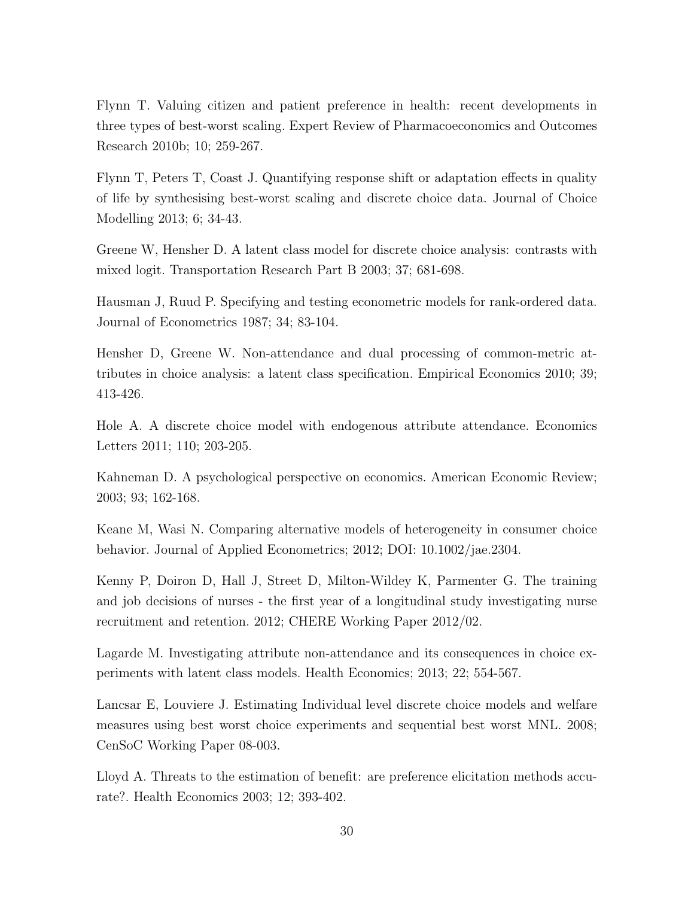Flynn T. Valuing citizen and patient preference in health: recent developments in three types of best-worst scaling. Expert Review of Pharmacoeconomics and Outcomes Research 2010b; 10; 259-267.

Flynn T, Peters T, Coast J. Quantifying response shift or adaptation effects in quality of life by synthesising best-worst scaling and discrete choice data. Journal of Choice Modelling 2013; 6; 34-43.

Greene W, Hensher D. A latent class model for discrete choice analysis: contrasts with mixed logit. Transportation Research Part B 2003; 37; 681-698.

Hausman J, Ruud P. Specifying and testing econometric models for rank-ordered data. Journal of Econometrics 1987; 34; 83-104.

Hensher D, Greene W. Non-attendance and dual processing of common-metric attributes in choice analysis: a latent class specification. Empirical Economics 2010; 39; 413-426.

Hole A. A discrete choice model with endogenous attribute attendance. Economics Letters 2011; 110; 203-205.

Kahneman D. A psychological perspective on economics. American Economic Review; 2003; 93; 162-168.

Keane M, Wasi N. Comparing alternative models of heterogeneity in consumer choice behavior. Journal of Applied Econometrics; 2012; DOI: 10.1002/jae.2304.

Kenny P, Doiron D, Hall J, Street D, Milton-Wildey K, Parmenter G. The training and job decisions of nurses - the first year of a longitudinal study investigating nurse recruitment and retention. 2012; CHERE Working Paper 2012/02.

Lagarde M. Investigating attribute non-attendance and its consequences in choice experiments with latent class models. Health Economics; 2013; 22; 554-567.

Lancsar E, Louviere J. Estimating Individual level discrete choice models and welfare measures using best worst choice experiments and sequential best worst MNL. 2008; CenSoC Working Paper 08-003.

Lloyd A. Threats to the estimation of benefit: are preference elicitation methods accurate?. Health Economics 2003; 12; 393-402.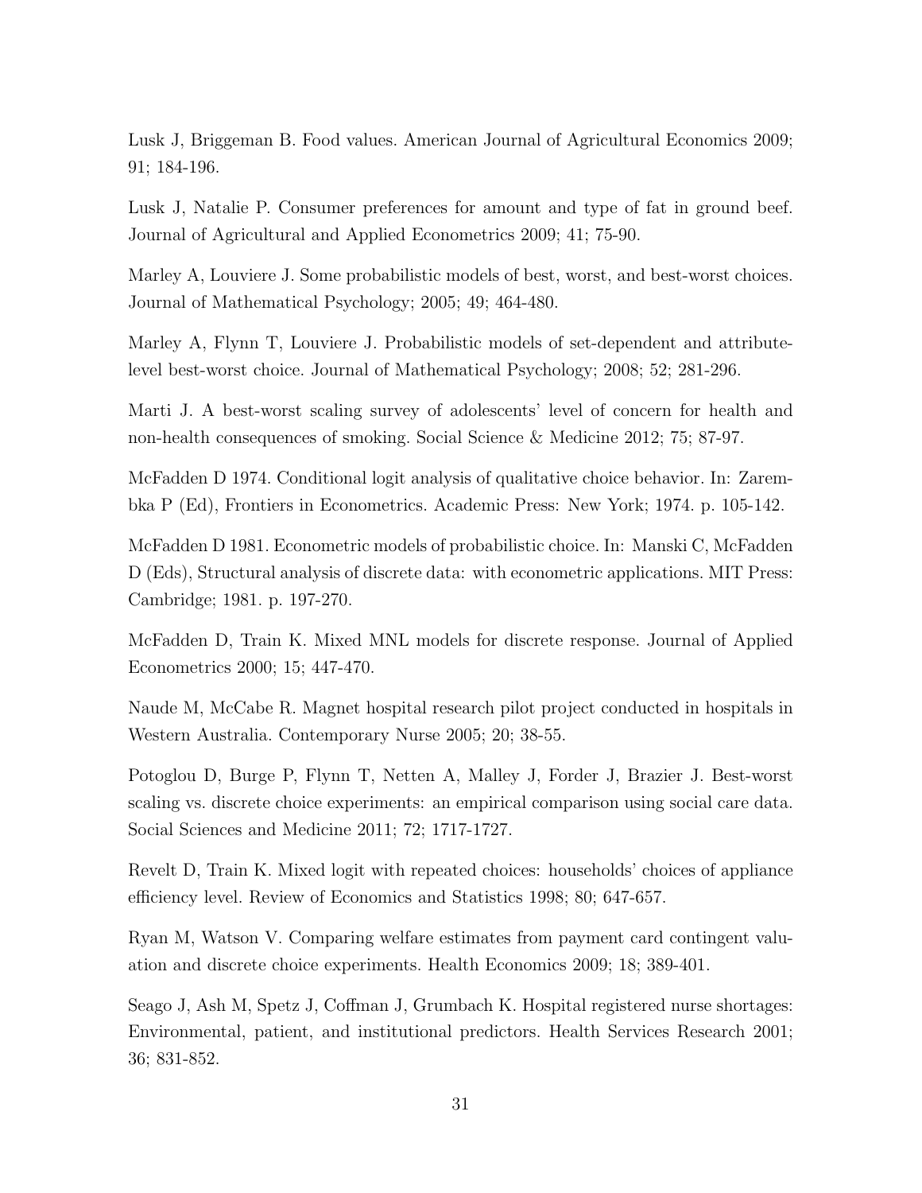Lusk J, Briggeman B. Food values. American Journal of Agricultural Economics 2009; 91; 184-196.

Lusk J, Natalie P. Consumer preferences for amount and type of fat in ground beef. Journal of Agricultural and Applied Econometrics 2009; 41; 75-90.

Marley A, Louviere J. Some probabilistic models of best, worst, and best-worst choices. Journal of Mathematical Psychology; 2005; 49; 464-480.

Marley A, Flynn T, Louviere J. Probabilistic models of set-dependent and attribute-level best-worst choice. Journal of Mathematical Psychology; 2008; 52; 281-296.

Marti J. A best-worst scaling survey of adolescents' level of concern for health and non-health consequences of smoking. Social Science & Medicine 2012; 75; 87-97.

McFadden D 1974. Conditional logit analysis of qualitative choice behavior. In: Zarembka P (Ed), Frontiers in Econometrics. Academic Press: New York; 1974. p. 105-142.

McFadden D 1981. Econometric models of probabilistic choice. In: Manski C, McFadden D (Eds), Structural analysis of discrete data: with econometric applications. MIT Press: Cambridge; 1981. p. 197-270.

McFadden D, Train K. Mixed MNL models for discrete response. Journal of Applied Econometrics 2000; 15; 447-470.

Naude M, McCabe R. Magnet hospital research pilot project conducted in hospitals in Western Australia. Contemporary Nurse 2005; 20; 38-55.

Potoglou D, Burge P, Flynn T, Netten A, Malley J, Forder J, Brazier J. Best-worst scaling vs. discrete choice experiments: an empirical comparison using social care data. Social Sciences and Medicine 2011; 72; 1717-1727.

Revelt D, Train K. Mixed logit with repeated choices: households' choices of appliance efficiency level. Review of Economics and Statistics 1998; 80; 647-657.

Ryan M, Watson V. Comparing welfare estimates from payment card contingent valuation and discrete choice experiments. Health Economics 2009; 18; 389-401.

Seago J, Ash M, Spetz J, Coffman J, Grumbach K. Hospital registered nurse shortages: Environmental, patient, and institutional predictors. Health Services Research 2001; 36; 831-852.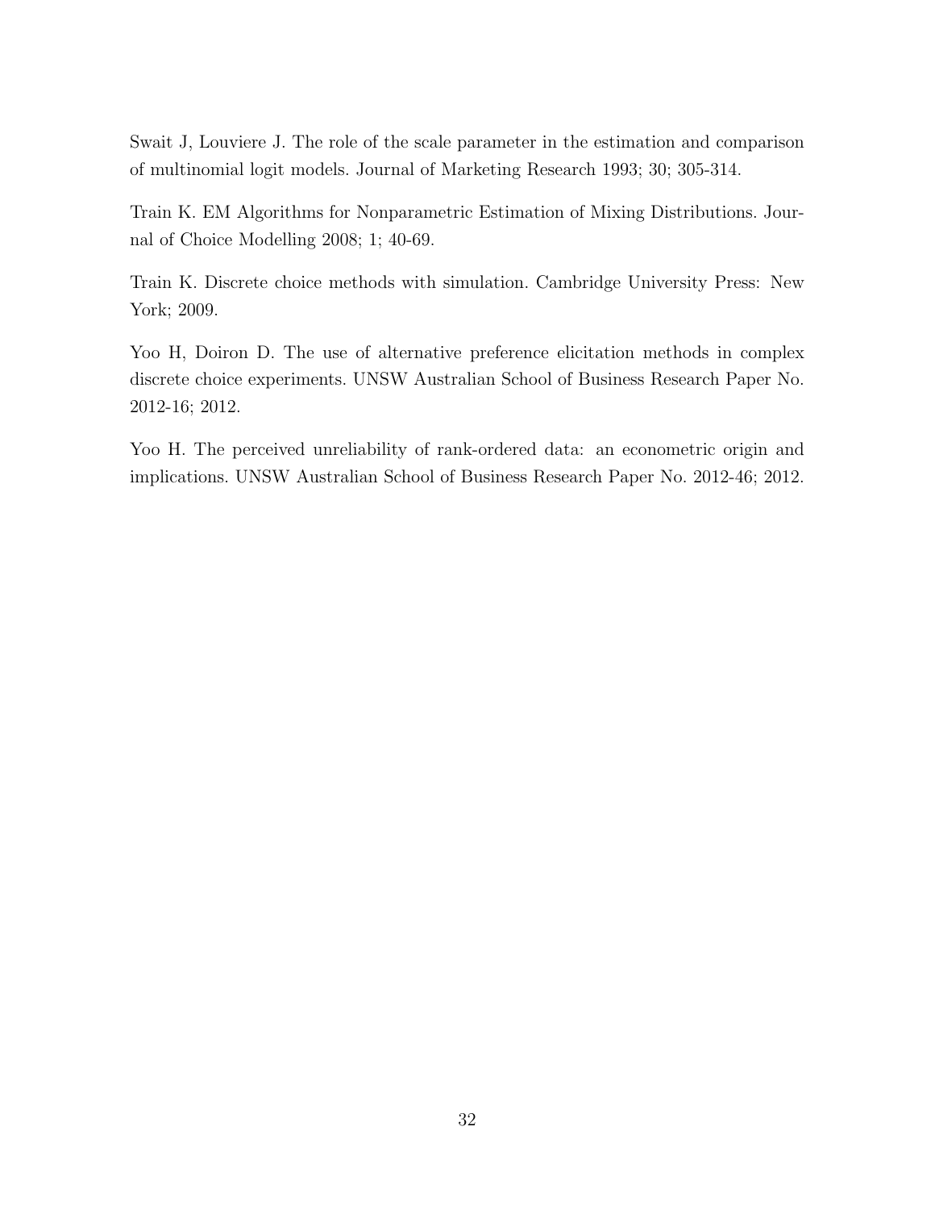Swait J, Louviere J. The role of the scale parameter in the estimation and comparison of multinomial logit models. Journal of Marketing Research 1993; 30; 305-314.

Train K. EM Algorithms for Nonparametric Estimation of Mixing Distributions. Journal of Choice Modelling 2008; 1; 40-69.

Train K. Discrete choice methods with simulation. Cambridge University Press: New York; 2009.

Yoo H, Doiron D. The use of alternative preference elicitation methods in complex discrete choice experiments. UNSW Australian School of Business Research Paper No. 2012-16; 2012.

Yoo H. The perceived unreliability of rank-ordered data: an econometric origin and implications. UNSW Australian School of Business Research Paper No. 2012-46; 2012.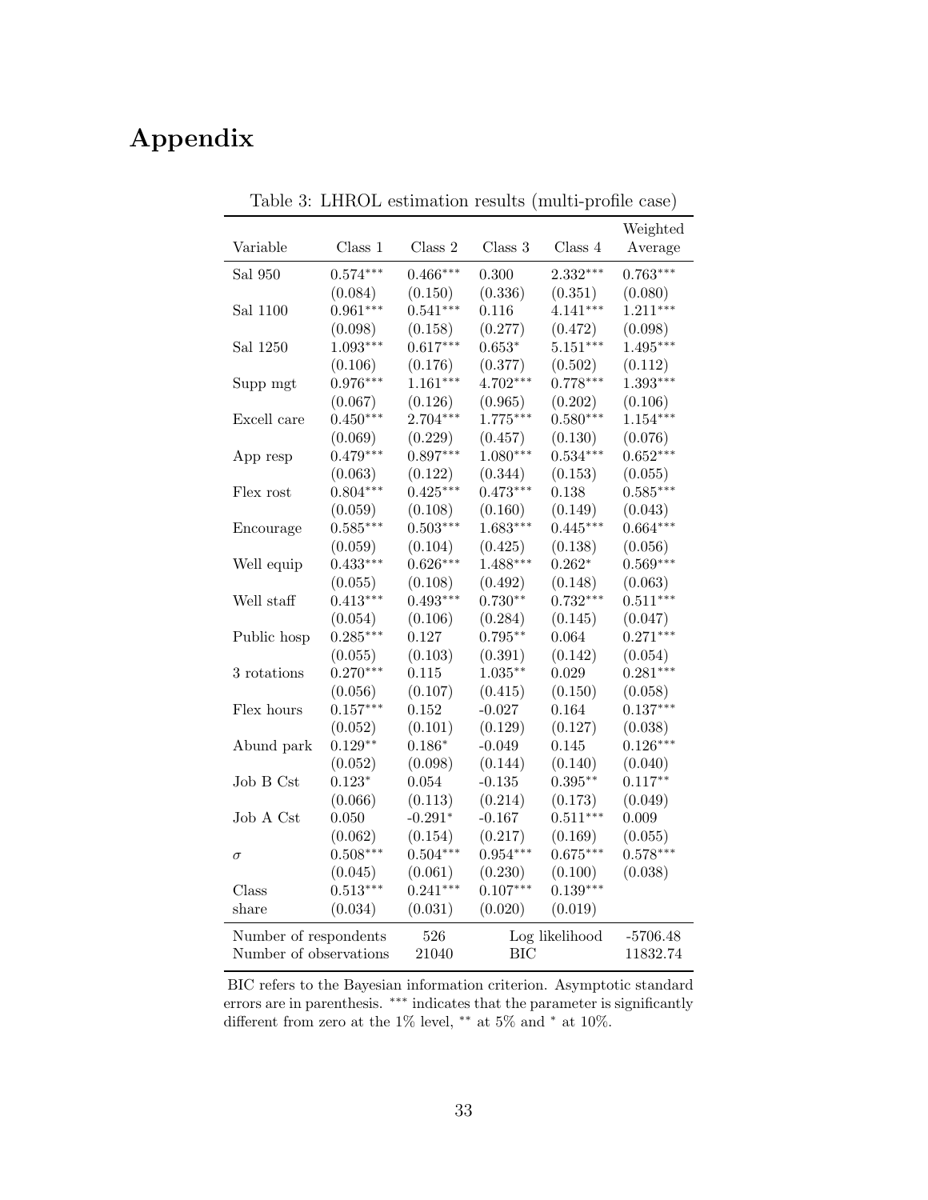# Appendix

Table 3: LHROL estimation results (multi-profile case)

| Variable | Class 1 | Class 2 | Class 3 | Class 4 | Weighted Average |
|---|---|---|---|---|---|
| Sal 950 | $0.574^{***}$ | $0.466^{***}$ | 0.300 | $2.332^{***}$ | $0.763^{***}$ |
| | (0.084) | (0.150) | (0.336) | (0.351) | (0.080) |
| Sal 1100 | $0.961^{***}$ | $0.541^{***}$ | 0.116 | $4.141^{***}$ | $1.211^{***}$ |
| | (0.098) | (0.158) | (0.277) | (0.472) | (0.098) |
| Sal 1250 | $1.093^{***}$ | $0.617^{***}$ | $0.653^{*}$ | $5.151^{***}$ | $1.495^{***}$ |
| | (0.106) | (0.176) | (0.377) | (0.502) | (0.112) |
| Supp mgt | $0.976^{***}$ | $1.161^{***}$ | $4.702^{***}$ | $0.778^{***}$ | $1.393^{***}$ |
| | (0.067) | (0.126) | (0.965) | (0.202) | (0.106) |
| Excell care | $0.450^{***}$ | $2.704^{***}$ | $1.775^{***}$ | $0.580^{***}$ | $1.154^{***}$ |
| | (0.069) | (0.229) | (0.457) | (0.130) | (0.076) |
| App resp | $0.479^{***}$ | $0.897^{***}$ | $1.080^{***}$ | $0.534^{***}$ | $0.652^{***}$ |
| | (0.063) | (0.122) | (0.344) | (0.153) | (0.055) |
| Flex rost | $0.804^{***}$ | $0.425^{***}$ | $0.473^{***}$ | 0.138 | $0.585^{***}$ |
| | (0.059) | (0.108) | (0.160) | (0.149) | (0.043) |
| Encourage | $0.585^{***}$ | $0.503^{***}$ | $1.683^{***}$ | $0.445^{***}$ | $0.664^{***}$ |
| | (0.059) | (0.104) | (0.425) | (0.138) | (0.056) |
| Well equip | $0.433^{***}$ | $0.626^{***}$ | $1.488^{***}$ | $0.262^{*}$ | $0.569^{***}$ |
| | (0.055) | (0.108) | (0.492) | (0.148) | (0.063) |
| Well staff | $0.413^{***}$ | $0.493^{***}$ | $0.730^{**}$ | $0.732^{***}$ | $0.511^{***}$ |
| | (0.054) | (0.106) | (0.284) | (0.145) | (0.047) |
| Public hosp | $0.285^{***}$ | 0.127 | $0.795^{**}$ | 0.064 | $0.271^{***}$ |
| | (0.055) | (0.103) | (0.391) | (0.142) | (0.054) |
| 3 rotations | $0.270^{***}$ | 0.115 | $1.035^{**}$ | 0.029 | $0.281^{***}$ |
| | (0.056) | (0.107) | (0.415) | (0.150) | (0.058) |
| Flex hours | $0.157^{***}$ | 0.152 | -0.027 | 0.164 | $0.137^{***}$ |
| | (0.052) | (0.101) | (0.129) | (0.127) | (0.038) |
| Abund park | $0.129^{**}$ | $0.186^{*}$ | -0.049 | 0.145 | $0.126^{***}$ |
| | (0.052) | (0.098) | (0.144) | (0.140) | (0.040) |
| Job B Cst | $0.123^{*}$ | 0.054 | -0.135 | $0.395^{**}$ | $0.117^{**}$ |
| | (0.066) | (0.113) | (0.214) | (0.173) | (0.049) |
| Job A Cst | 0.050 | $-0.291^{*}$ | -0.167 | $0.511^{***}$ | 0.009 |
| | (0.062) | (0.154) | (0.217) | (0.169) | (0.055) |
| $\sigma$ | $0.508^{***}$ | $0.504^{***}$ | $0.954^{***}$ | $0.675^{***}$ | $0.578^{***}$ |
| | (0.045) | (0.061) | (0.230) | (0.100) | (0.038) |
| Class share | $0.513^{***}$ | $0.241^{***}$ | $0.107^{***}$ | $0.139^{***}$ | |
| | (0.034) | (0.031) | (0.020) | (0.019) | |
| Number of respondents | 526 | | Log likelihood | | -5706.48 |
| Number of observations | 21040 | | BIC | | 11832.74 |

BIC refers to the Bayesian information criterion. Asymptotic standard errors are in parenthesis. $^{***}$ indicates that the parameter is significantly different from zero at the 1% level, $^{**}$ at 5% and $^{*}$ at 10%.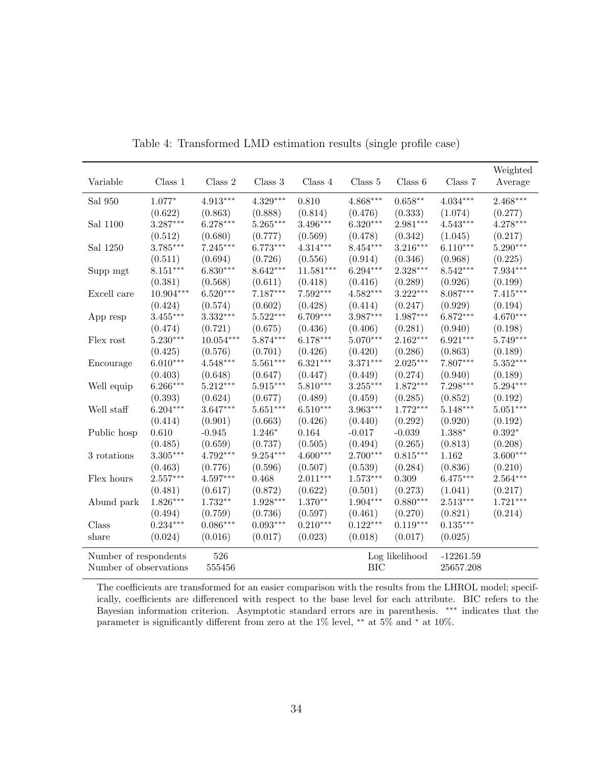Table 4: Transformed LMD estimation results (single profile case)

| Variable | Class 1 | Class 2 | Class 3 | Class 4 | Class 5 | Class 6 | Class 7 | Weighted Average |
|---|---|---|---|---|---|---|---|---|
| Sal 950 | 1.077* | 4.913*** | 4.329*** | 0.810 | 4.868*** | 0.658** | 4.034*** | 2.468*** |
| | (0.622) | (0.863) | (0.888) | (0.814) | (0.476) | (0.333) | (1.074) | (0.277) |
| Sal 1100 | 3.287*** | 6.278*** | 5.265*** | 3.496*** | 6.320*** | 2.981*** | 4.543*** | 4.278*** |
| | (0.512) | (0.680) | (0.777) | (0.569) | (0.478) | (0.342) | (1.045) | (0.217) |
| Sal 1250 | 3.785*** | 7.245*** | 6.773*** | 4.314*** | 8.454*** | 3.216*** | 6.110*** | 5.290*** |
| | (0.511) | (0.694) | (0.726) | (0.556) | (0.914) | (0.346) | (0.968) | (0.225) |
| Supp mgt | 8.151*** | 6.830*** | 8.642*** | 11.581*** | 6.294*** | 2.328*** | 8.542*** | 7.934*** |
| | (0.381) | (0.568) | (0.611) | (0.418) | (0.416) | (0.289) | (0.926) | (0.199) |
| Excell care | 10.904*** | 6.520*** | 7.187*** | 7.592*** | 4.582*** | 3.222*** | 8.087*** | 7.415*** |
| | (0.424) | (0.574) | (0.602) | (0.428) | (0.414) | (0.247) | (0.929) | (0.194) |
| App resp | 3.455*** | 3.332*** | 5.522*** | 6.709*** | 3.987*** | 1.987*** | 6.872*** | 4.670*** |
| | (0.474) | (0.721) | (0.675) | (0.436) | (0.406) | (0.281) | (0.940) | (0.198) |
| Flex rost | 5.230*** | 10.054*** | 5.874*** | 6.178*** | 5.070*** | 2.162*** | 6.921*** | 5.749*** |
| | (0.425) | (0.576) | (0.701) | (0.426) | (0.420) | (0.286) | (0.863) | (0.189) |
| Encourage | 6.010*** | 4.548*** | 5.561*** | 6.321*** | 3.371*** | 2.025*** | 7.807*** | 5.352*** |
| | (0.403) | (0.648) | (0.647) | (0.447) | (0.449) | (0.274) | (0.940) | (0.189) |
| Well equip | 6.266*** | 5.212*** | 5.915*** | 5.810*** | 3.255*** | 1.872*** | 7.298*** | 5.294*** |
| | (0.393) | (0.624) | (0.677) | (0.489) | (0.459) | (0.285) | (0.852) | (0.192) |
| Well staff | 6.204*** | 3.647*** | 5.651*** | 6.510*** | 3.963*** | 1.772*** | 5.148*** | 5.051*** |
| | (0.414) | (0.901) | (0.663) | (0.426) | (0.440) | (0.292) | (0.920) | (0.192) |
| Public hosp | 0.610 | -0.945 | 1.246* | 0.164 | -0.017 | -0.039 | 1.388* | 0.392* |
| | (0.485) | (0.659) | (0.737) | (0.505) | (0.494) | (0.265) | (0.813) | (0.208) |
| 3 rotations | 3.305*** | 4.792*** | 9.254*** | 4.600*** | 2.700*** | 0.815*** | 1.162 | 3.600*** |
| | (0.463) | (0.776) | (0.596) | (0.507) | (0.539) | (0.284) | (0.836) | (0.210) |
| Flex hours | 2.557*** | 4.597*** | 0.468 | 2.011*** | 1.573*** | 0.309 | 6.475*** | 2.564*** |
| | (0.481) | (0.617) | (0.872) | (0.622) | (0.501) | (0.273) | (1.041) | (0.217) |
| Abund park | 1.826*** | 1.732** | 1.928*** | 1.370** | 1.904*** | 0.880*** | 2.513*** | 1.721*** |
| | (0.494) | (0.759) | (0.736) | (0.597) | (0.461) | (0.270) | (0.821) | (0.214) |
| Class share | 0.234*** | 0.086*** | 0.093*** | 0.210*** | 0.122*** | 0.119*** | 0.135*** | |
| | (0.024) | (0.016) | (0.017) | (0.023) | (0.018) | (0.017) | (0.025) | |
| Number of respondents | 526 | | | | | Log likelihood | -12261.59 | |
| Number of observations | 555456 | | | | | BIC | 25657.208 | |

The coefficients are transformed for an easier comparison with the results from the LHROL model; specifically, coefficients are differenced with respect to the base level for each attribute. BIC refers to the Bayesian information criterion. Asymptotic standard errors are in parenthesis. *** indicates that the parameter is significantly different from zero at the 1% level, ** at 5% and * at 10%.